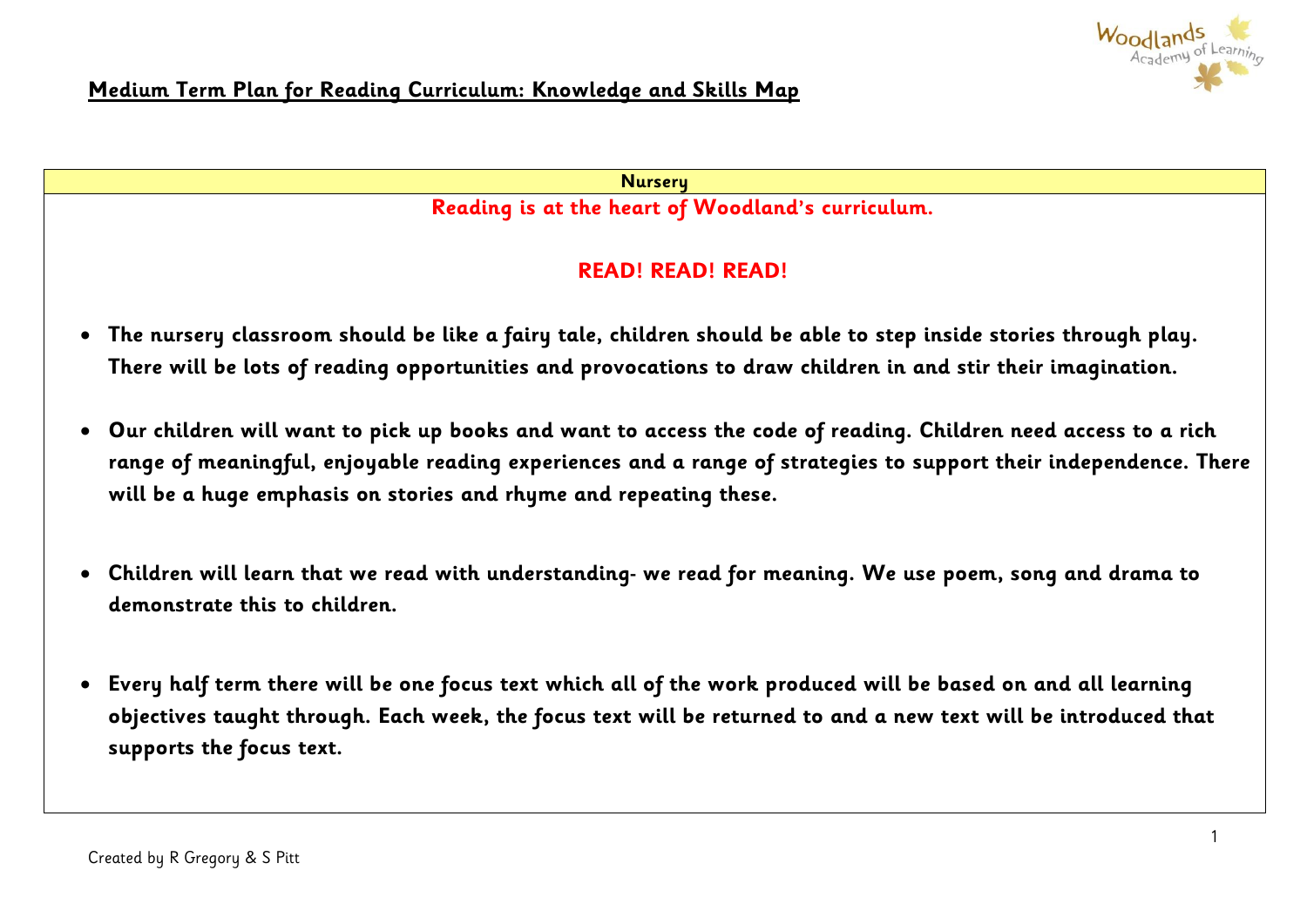# Medium Term Plan for Reading Curriculum: Knowledge and Skills Map

**Nursery**

**Reading is at the heart of Woodland's curriculum.**

**READ! READ! READ!**

- **The nursery classroom should be like a fairy tale, children should be able to step inside stories through play. There will be lots of reading opportunities and provocations to draw children in and stir their imagination.**
- **Our children will want to pick up books and want to access the code of reading. Children need access to a rich range of meaningful, enjoyable reading experiences and a range of strategies to support their independence. There will be a huge emphasis on stories and rhyme and repeating these.**
- **Children will learn that we read with understanding- we read for meaning. We use poem, song and drama to demonstrate this to children.**
- **Every half term there will be one focus text which all of the work produced will be based on and all learning objectives taught through. Each week, the focus text will be returned to and a new text will be introduced that supports the focus text.**

Created by R Gregory & S Pitt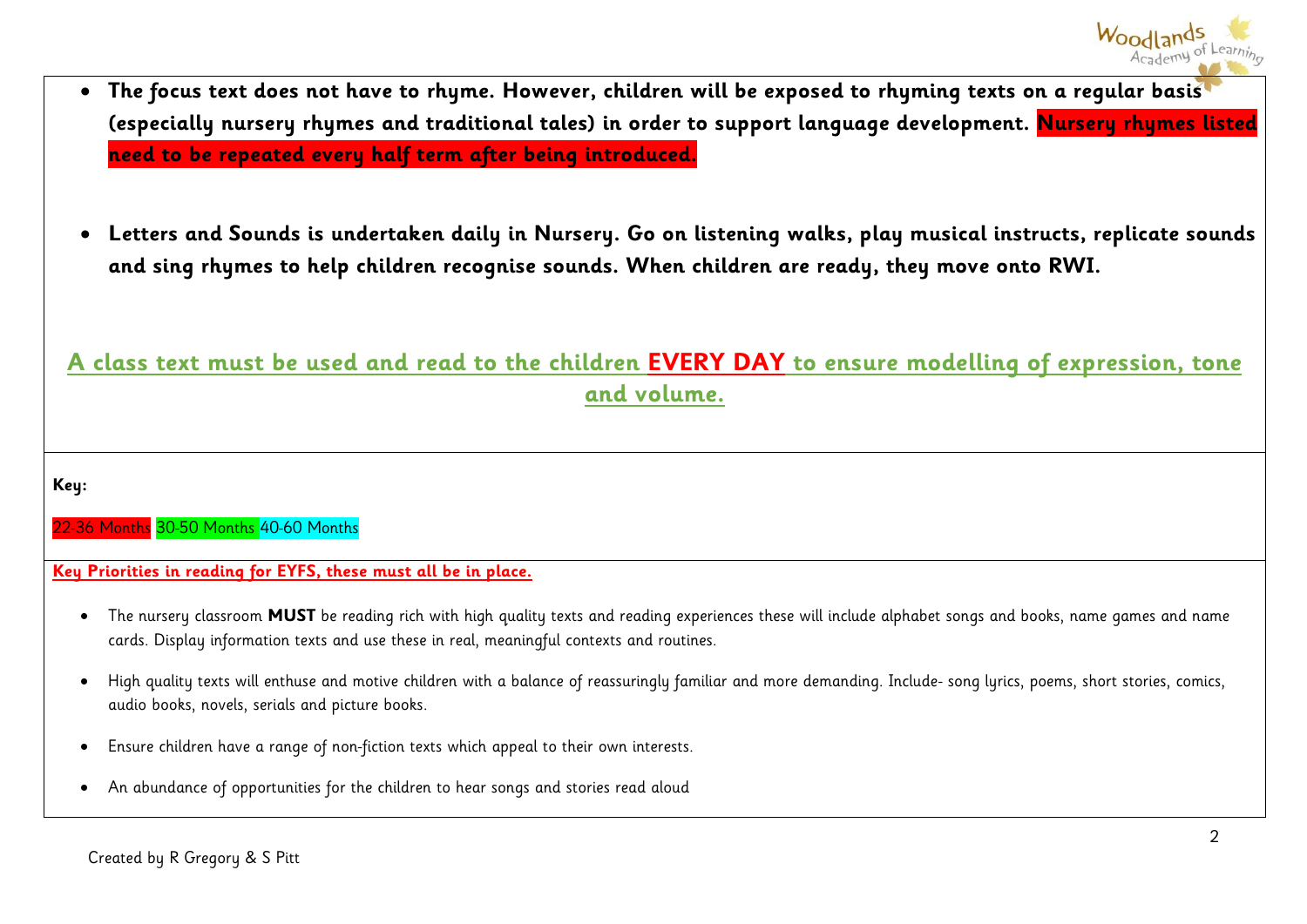- **The focus text does not have to rhyme. However, children will be exposed to rhyming texts on a regular basis (especially nursery rhymes and traditional tales) in order to support language development. Nursery rhymes listed need to be repeated every half term after being introduced.**

- **Letters and Sounds is undertaken daily in Nursery. Go on listening walks, play musical instructs, replicate sounds and sing rhymes to help children recognise sounds. When children are ready, they move onto RWI.**

**A class text must be used and read to the children EVERY DAY to ensure modelling of expression, tone and volume.**

**Key:**

22-36 Months 30-50 Months 40-60 Months

**Key Priorities in reading for EYFS, these must all be in place.**

- The nursery classroom **MUST** be reading rich with high quality texts and reading experiences these will include alphabet songs and books, name games and name cards. Display information texts and use these in real, meaningful contexts and routines.
- High quality texts will enthuse and motive children with a balance of reassuringly familiar and more demanding. Include- song lyrics, poems, short stories, comics, audio books, novels, serials and picture books.
- Ensure children have a range of non-fiction texts which appeal to their own interests.
- An abundance of opportunities for the children to hear songs and stories read aloud

Created by R Gregory & S Pitt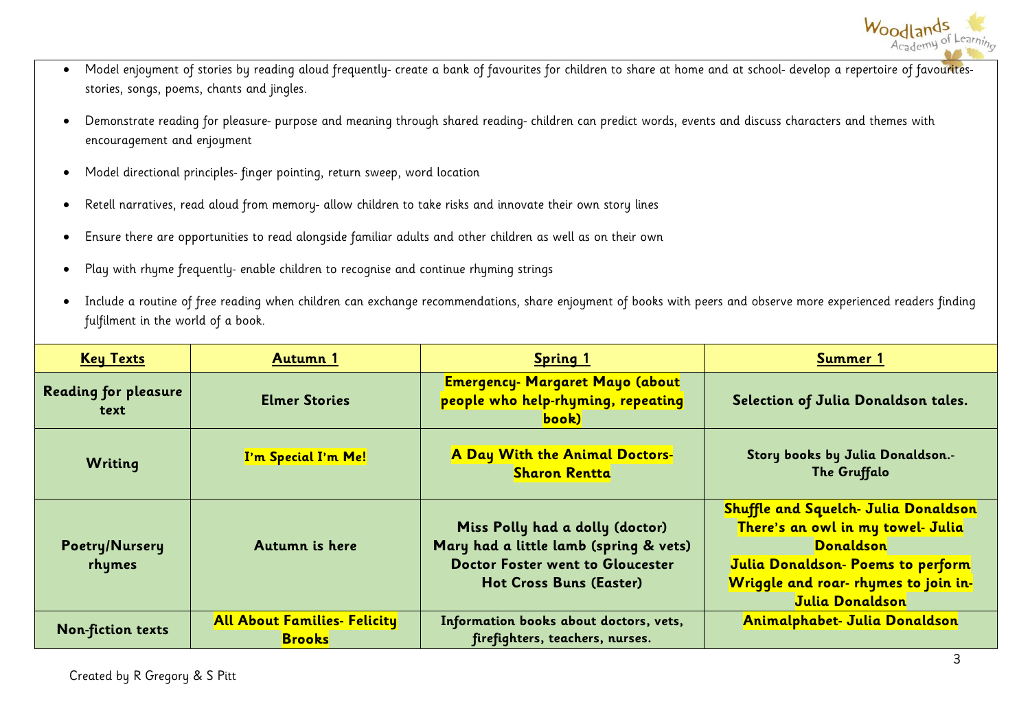- Model enjoyment of stories by reading aloud frequently- create a bank of favourites for children to share at home and at school- develop a repertoire of favourites- stories, songs, poems, chants and jingles.
- Demonstrate reading for pleasure- purpose and meaning through shared reading- children can predict words, events and discuss characters and themes with encouragement and enjoyment
- Model directional principles- finger pointing, return sweep, word location
- Retell narratives, read aloud from memory- allow children to take risks and innovate their own story lines
- Ensure there are opportunities to read alongside familiar adults and other children as well as on their own
- Play with rhyme frequently- enable children to recognise and continue rhyming strings
- Include a routine of free reading when children can exchange recommendations, share enjoyment of books with peers and observe more experienced readers finding fulfilment in the world of a book.

| **Key Texts** | **Autumn 1** | **Spring 1** | **Summer 1** |
|---|---|---|---|
| **Reading for pleasure text** | **Elmer Stories** | **Emergency- Margaret Mayo (about people who help-rhyming, repeating book)** | **Selection of Julia Donaldson tales.** |
| **Writing** | **I'm Special I'm Me!** | **A Day With the Animal Doctors- Sharon Rentta** | **Story books by Julia Donaldson.- The Gruffalo** |
| **Poetry/Nursery rhymes** | **Autumn is here** | **Miss Polly had a dolly (doctor)**<br>**Mary had a little lamb (spring & vets)**<br>**Doctor Foster went to Gloucester**<br>**Hot Cross Buns (Easter)** | **Shuffle and Squelch- Julia Donaldson**<br>**There's an owl in my towel- Julia Donaldson**<br>**Julia Donaldson- Poems to perform**<br>**Wriggle and roar- rhymes to join in- Julia Donaldson** |
| **Non-fiction texts** | **All About Families- Felicity Brooks** | **Information books about doctors, vets, firefighters, teachers, nurses.** | **Animalphabet- Julia Donaldson** |

Created by R Gregory & S Pitt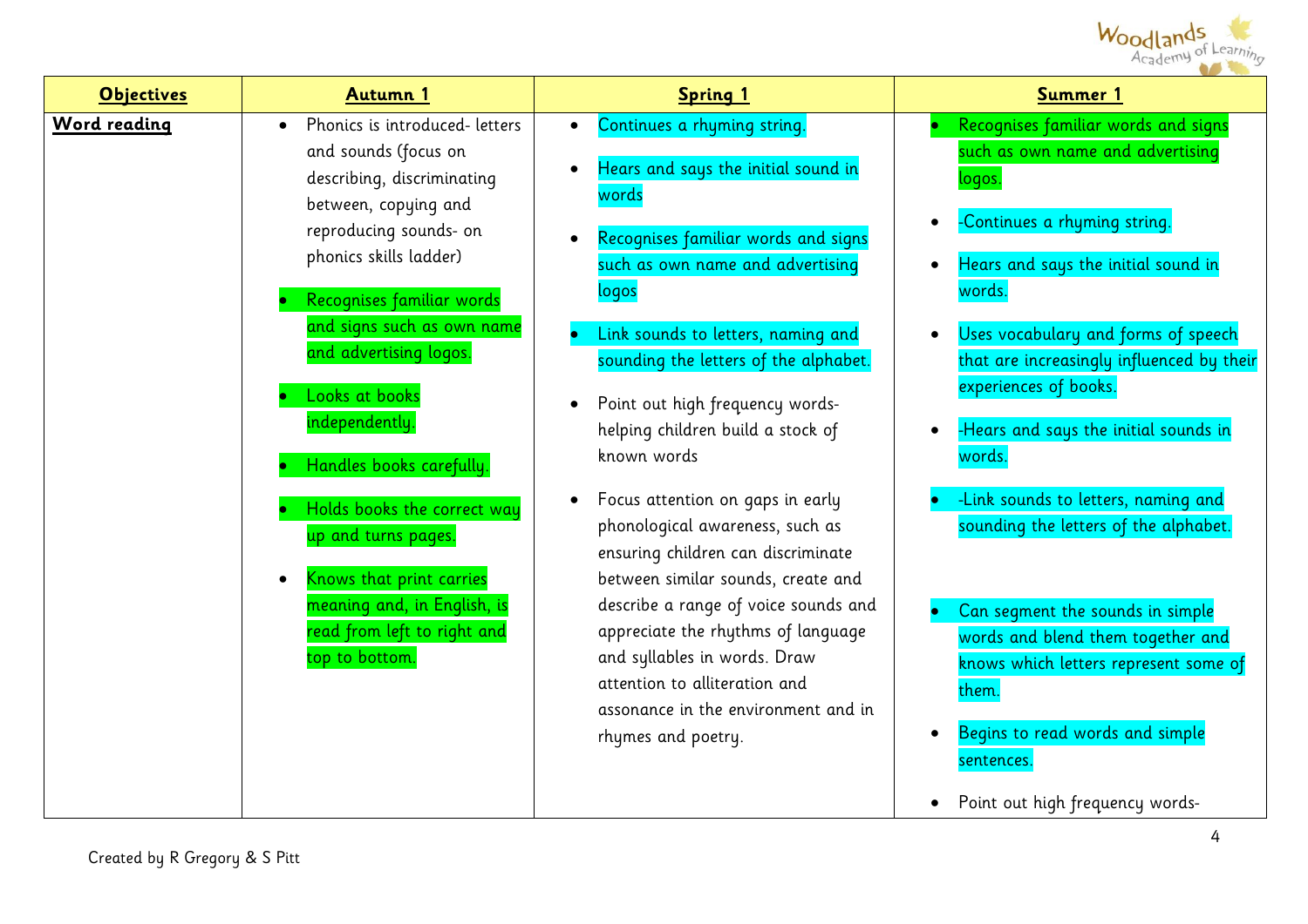| **Objectives** | **Autumn 1** | **Spring 1** | **Summer 1** |
| --- | --- | --- | --- |
| **Word reading** | • Phonics is introduced- letters and sounds (focus on describing, discriminating between, copying and reproducing sounds- on phonics skills ladder)<br><br>• Recognises familiar words and signs such as own name and advertising logos.<br><br>• Looks at books independently.<br><br>• Handles books carefully.<br><br>• Holds books the correct way up and turns pages.<br><br>• Knows that print carries meaning and, in English, is read from left to right and top to bottom. | • Continues a rhyming string.<br><br>• Hears and says the initial sound in words<br><br>• Recognises familiar words and signs such as own name and advertising logos<br><br>• Link sounds to letters, naming and sounding the letters of the alphabet.<br><br>• Point out high frequency words- helping children build a stock of known words<br><br>• Focus attention on gaps in early phonological awareness, such as ensuring children can discriminate between similar sounds, create and describe a range of voice sounds and appreciate the rhythms of language and syllables in words. Draw attention to alliteration and assonance in the environment and in rhymes and poetry. | • Recognises familiar words and signs such as own name and advertising logos.<br><br>• -Continues a rhyming string.<br><br>• Hears and says the initial sound in words.<br><br>• Uses vocabulary and forms of speech that are increasingly influenced by their experiences of books.<br><br>• -Hears and says the initial sounds in words.<br><br>• -Link sounds to letters, naming and sounding the letters of the alphabet.<br><br>• Can segment the sounds in simple words and blend them together and knows which letters represent some of them.<br><br>• Begins to read words and simple sentences.<br><br>• Point out high frequency words- |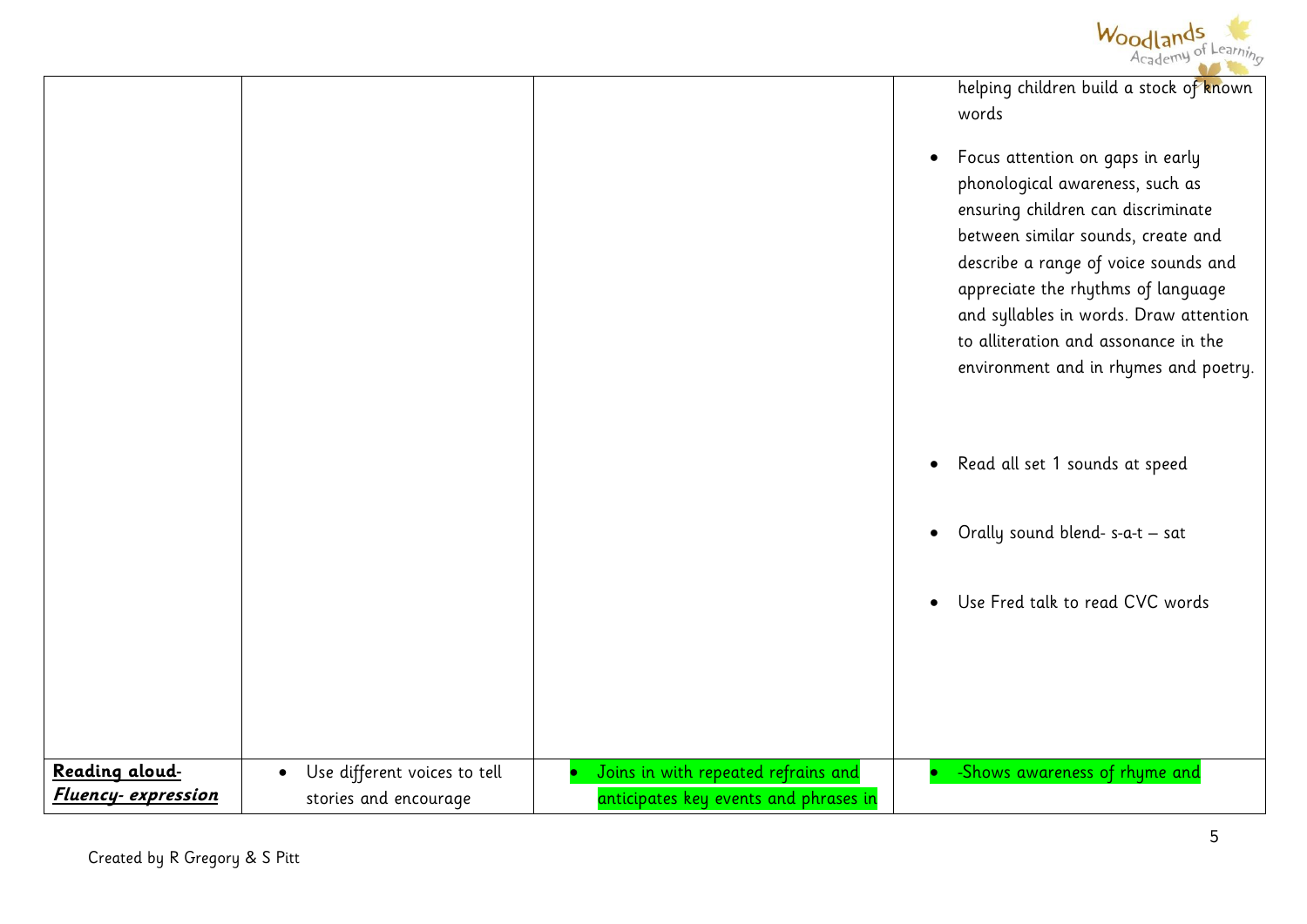| | | | |
|---|---|---|---|
| | | | helping children build a stock of known words<br>• Focus attention on gaps in early phonological awareness, such as ensuring children can discriminate between similar sounds, create and describe a range of voice sounds and appreciate the rhythms of language and syllables in words. Draw attention to alliteration and assonance in the environment and in rhymes and poetry.<br>• Read all set 1 sounds at speed<br>• Orally sound blend- s-a-t – sat<br>• Use Fred talk to read CVC words |
| **Reading aloud-** ***Fluency- expression*** | • Use different voices to tell stories and encourage | • Joins in with repeated refrains and anticipates key events and phrases in | • -Shows awareness of rhyme and |

Created by R Gregory & S Pitt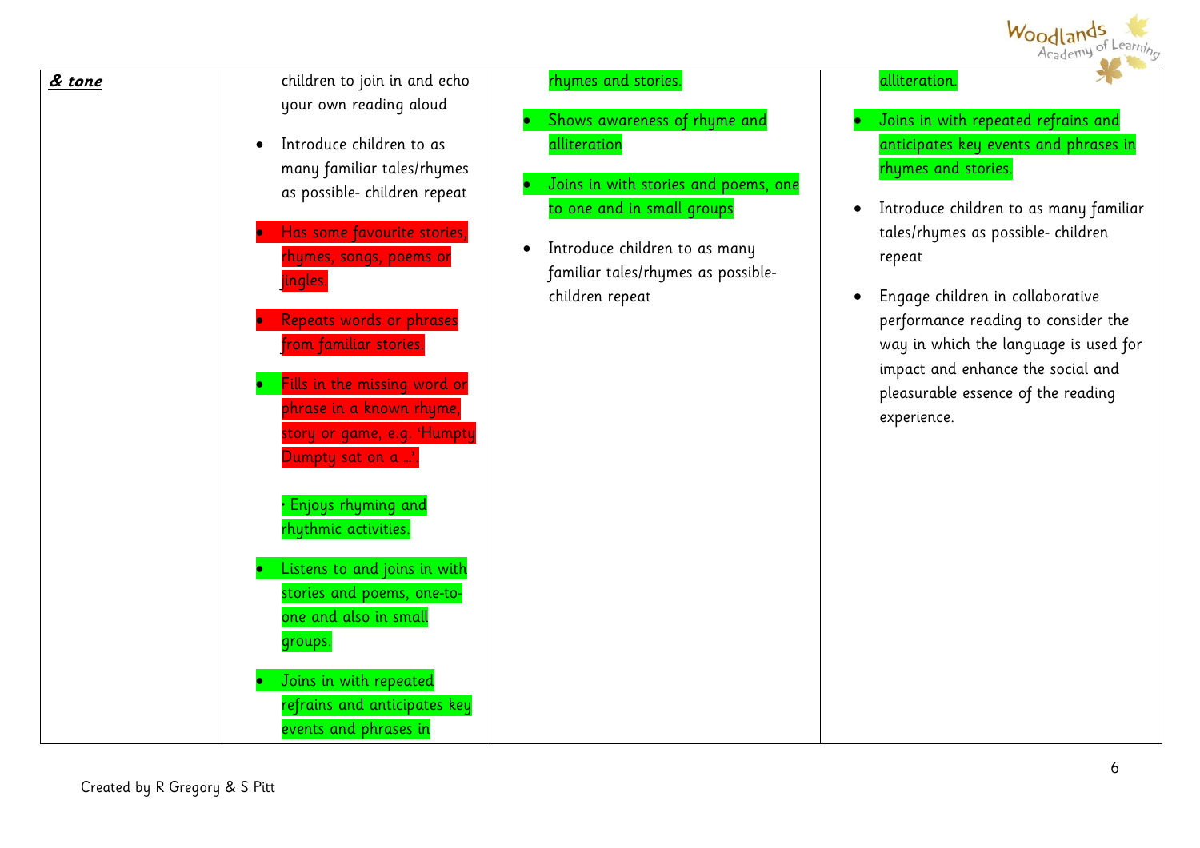| | | | |
|---|---|---|---|
| ***& tone*** | children to join in and echo your own reading aloud<br>• Introduce children to as many familiar tales/rhymes as possible- children repeat<br>• Has some favourite stories, rhymes, songs, poems or jingles.<br>• Repeats words or phrases from familiar stories.<br>• Fills in the missing word or phrase in a known rhyme, story or game, e.g. 'Humpty Dumpty sat on a …'<br>• Enjoys rhyming and rhythmic activities.<br>• Listens to and joins in with stories and poems, one-to-one and also in small groups.<br>• Joins in with repeated refrains and anticipates key events and phrases in | rhymes and stories.<br>• Shows awareness of rhyme and alliteration<br>• Joins in with stories and poems, one to one and in small groups<br>• Introduce children to as many familiar tales/rhymes as possible- children repeat | alliteration.<br>• Joins in with repeated refrains and anticipates key events and phrases in rhymes and stories.<br>• Introduce children to as many familiar tales/rhymes as possible- children repeat<br>• Engage children in collaborative performance reading to consider the way in which the language is used for impact and enhance the social and pleasurable essence of the reading experience. |

Created by R Gregory & S Pitt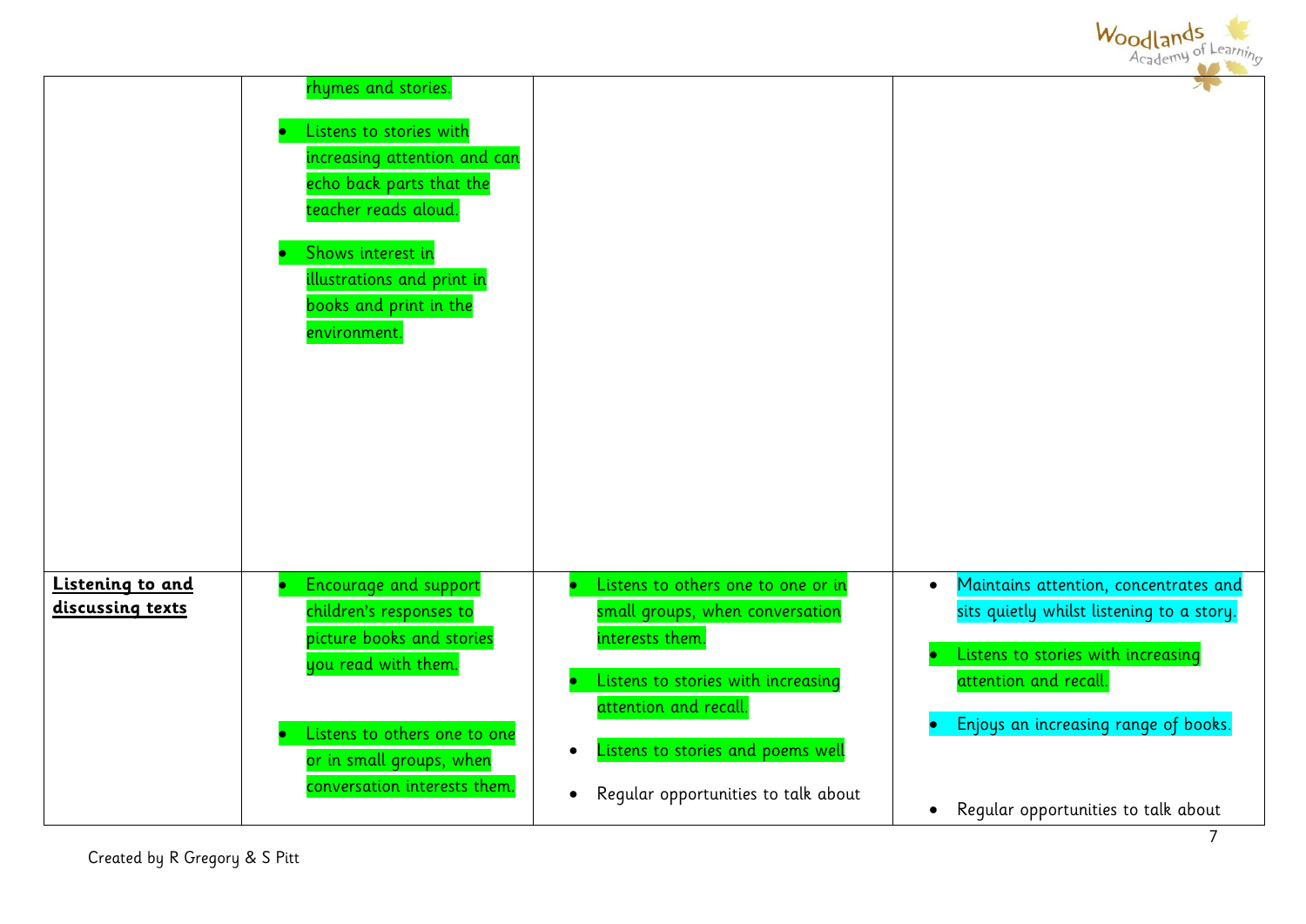| | | | |
|---|---|---|---|
| | rhymes and stories.<br><br>• Listens to stories with increasing attention and can echo back parts that the teacher reads aloud.<br><br>• Shows interest in illustrations and print in books and print in the environment. | | |
| **Listening to and discussing texts** | • Encourage and support children's responses to picture books and stories you read with them.<br><br>• Listens to others one to one or in small groups, when conversation interests them. | • Listens to others one to one or in small groups, when conversation interests them.<br><br>• Listens to stories with increasing attention and recall.<br><br>• Listens to stories and poems well<br><br>• Regular opportunities to talk about | • Maintains attention, concentrates and sits quietly whilst listening to a story.<br><br>• Listens to stories with increasing attention and recall.<br><br>• Enjoys an increasing range of books.<br><br>• Regular opportunities to talk about |

Created by R Gregory & S Pitt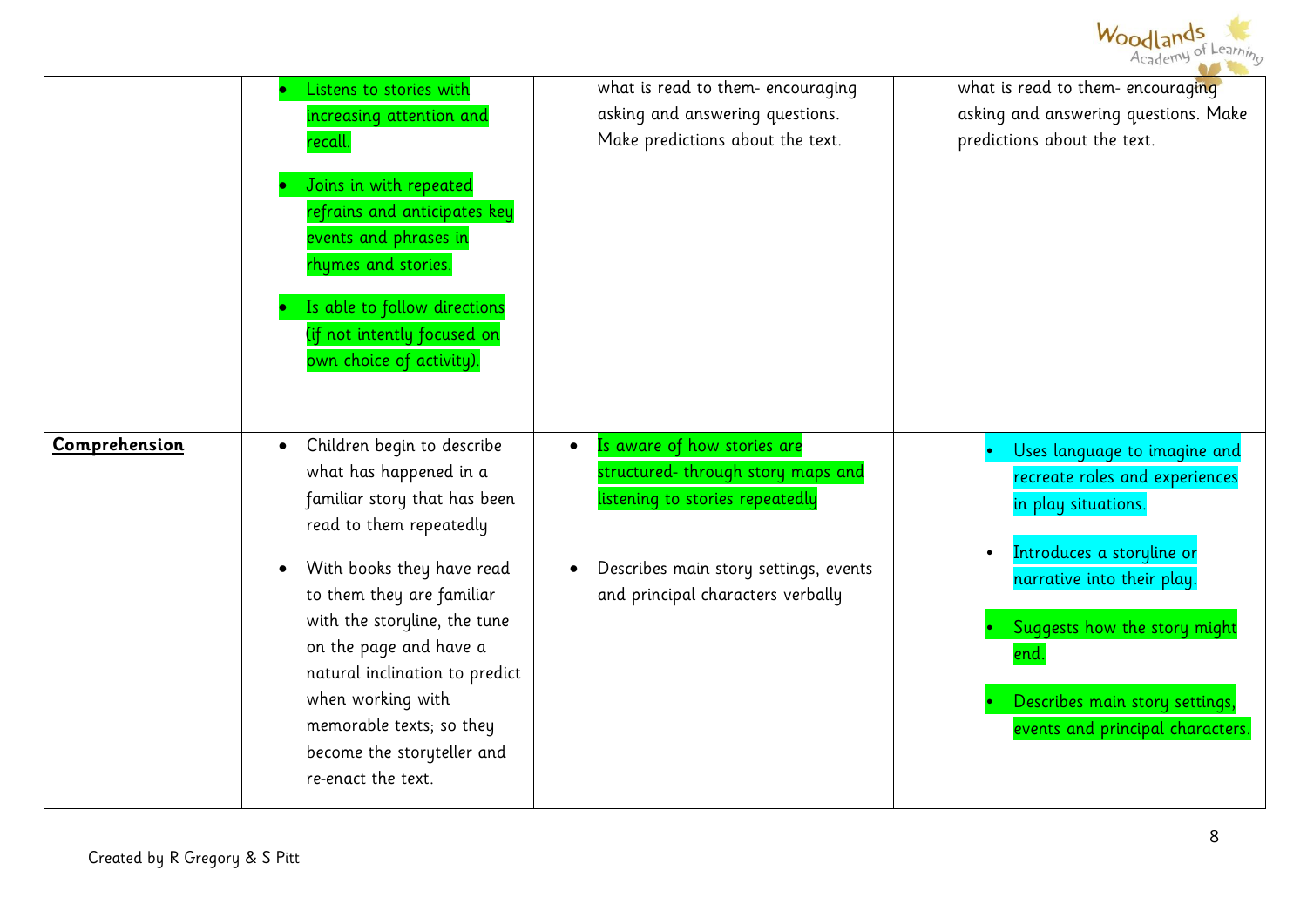| | | | |
|---|---|---|---|
| | • Listens to stories with increasing attention and recall.<br><br>• Joins in with repeated refrains and anticipates key events and phrases in rhymes and stories.<br><br>• Is able to follow directions (if not intently focused on own choice of activity). | what is read to them- encouraging asking and answering questions. Make predictions about the text. | what is read to them- encouraging asking and answering questions. Make predictions about the text. |
| **Comprehension** | • Children begin to describe what has happened in a familiar story that has been read to them repeatedly<br><br>• With books they have read to them they are familiar with the storyline, the tune on the page and have a natural inclination to predict when working with memorable texts; so they become the storyteller and re-enact the text. | • Is aware of how stories are structured- through story maps and listening to stories repeatedly<br><br>• Describes main story settings, events and principal characters verbally | • Uses language to imagine and recreate roles and experiences in play situations.<br><br>• Introduces a storyline or narrative into their play.<br><br>• Suggests how the story might end.<br><br>• Describes main story settings, events and principal characters. |

Created by R Gregory & S Pitt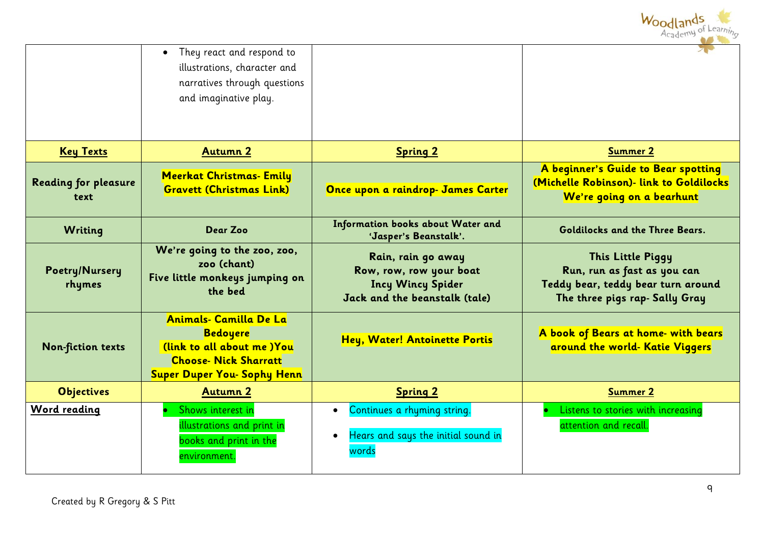| | | | |
|---|---|---|---|
| | • They react and respond to illustrations, character and narratives through questions and imaginative play. | | |
| **Key Texts** | **Autumn 2** | **Spring 2** | **Summer 2** |
| **Reading for pleasure text** | **Meerkat Christmas- Emily Gravett (Christmas Link)** | **Once upon a raindrop- James Carter** | **A beginner's Guide to Bear spotting (Michelle Robinson)- link to Goldilocks We're going on a bearhunt** |
| **Writing** | **Dear Zoo** | **Information books about Water and 'Jasper's Beanstalk'.** | **Goldilocks and the Three Bears.** |
| **Poetry/Nursery rhymes** | **We're going to the zoo, zoo, zoo (chant)**<br>**Five little monkeys jumping on the bed** | **Rain, rain go away**<br>**Row, row, row your boat**<br>**Incy Wincy Spider**<br>**Jack and the beanstalk (tale)** | **This Little Piggy**<br>**Run, run as fast as you can**<br>**Teddy bear, teddy bear turn around**<br>**The three pigs rap- Sally Gray** |
| **Non-fiction texts** | **Animals- Camilla De La Bedoyere**<br>**(link to all about me )You Choose- Nick Sharratt**<br>**Super Duper You- Sophy Henn** | **Hey, Water! Antoinette Portis** | **A book of Bears at home- with bears around the world- Katie Viggers** |
| **Objectives** | **Autumn 2** | **Spring 2** | **Summer 2** |
| **Word reading** | • Shows interest in illustrations and print in books and print in the environment. | • Continues a rhyming string.<br>• Hears and says the initial sound in words | • Listens to stories with increasing attention and recall. |

Created by R Gregory & S Pitt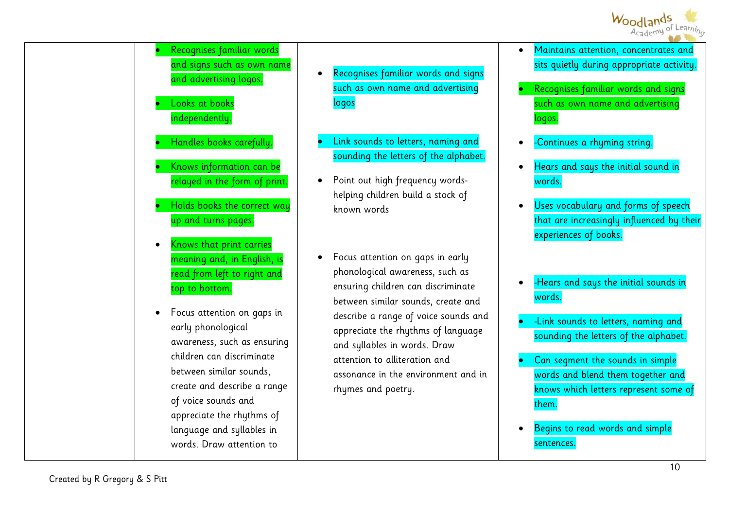| | | | |
|---|---|---|---|
| | • Recognises familiar words and signs such as own name and advertising logos.<br>• Looks at books independently.<br>• Handles books carefully.<br>• Knows information can be relayed in the form of print.<br>• Holds books the correct way up and turns pages.<br>• Knows that print carries meaning and, in English, is read from left to right and top to bottom.<br>• Focus attention on gaps in early phonological awareness, such as ensuring children can discriminate between similar sounds, create and describe a range of voice sounds and appreciate the rhythms of language and syllables in words. Draw attention to | • Recognises familiar words and signs such as own name and advertising logos<br>• Link sounds to letters, naming and sounding the letters of the alphabet.<br>• Point out high frequency words- helping children build a stock of known words<br>• Focus attention on gaps in early phonological awareness, such as ensuring children can discriminate between similar sounds, create and describe a range of voice sounds and appreciate the rhythms of language and syllables in words. Draw attention to alliteration and assonance in the environment and in rhymes and poetry. | • Maintains attention, concentrates and sits quietly during appropriate activity.<br>• Recognises familiar words and signs such as own name and advertising logos.<br>• -Continues a rhyming string.<br>• Hears and says the initial sound in words.<br>• Uses vocabulary and forms of speech that are increasingly influenced by their experiences of books.<br>• -Hears and says the initial sounds in words.<br>• -Link sounds to letters, naming and sounding the letters of the alphabet.<br>• Can segment the sounds in simple words and blend them together and knows which letters represent some of them.<br>• Begins to read words and simple sentences. |

Created by R Gregory & S Pitt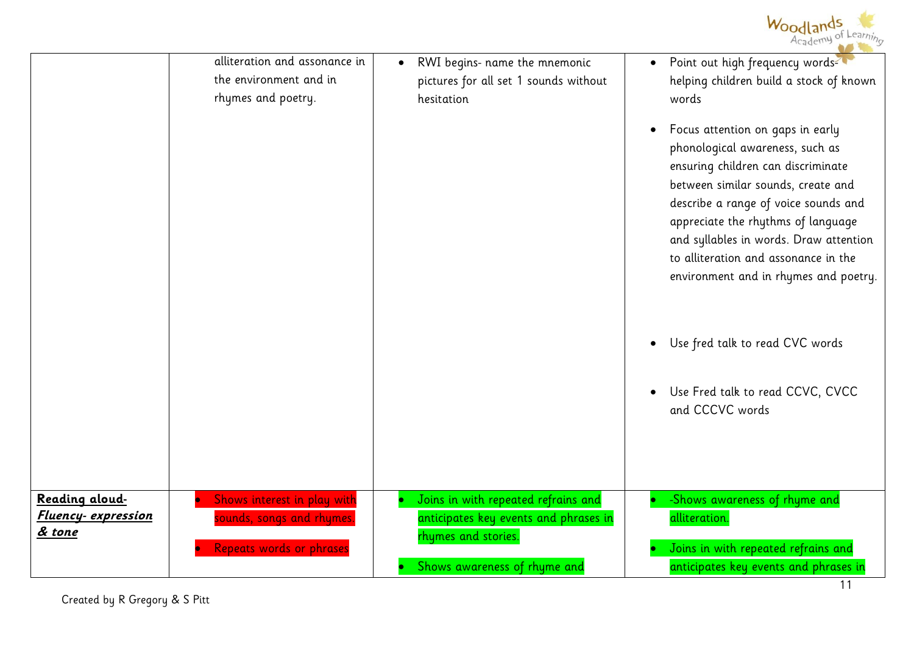| | | | |
|---|---|---|---|
| | alliteration and assonance in the environment and in rhymes and poetry. | • RWI begins- name the mnemonic pictures for all set 1 sounds without hesitation | • Point out high frequency words- helping children build a stock of known words<br>• Focus attention on gaps in early phonological awareness, such as ensuring children can discriminate between similar sounds, create and describe a range of voice sounds and appreciate the rhythms of language and syllables in words. Draw attention to alliteration and assonance in the environment and in rhymes and poetry.<br>• Use fred talk to read CVC words<br>• Use Fred talk to read CCVC, CVCC and CCCVC words |
| **Reading aloud-** ***Fluency- expression & tone*** | • Shows interest in play with sounds, songs and rhymes.<br>• Repeats words or phrases | • Joins in with repeated refrains and anticipates key events and phrases in rhymes and stories.<br>• Shows awareness of rhyme and | • -Shows awareness of rhyme and alliteration.<br>• Joins in with repeated refrains and anticipates key events and phrases in |

Created by R Gregory & S Pitt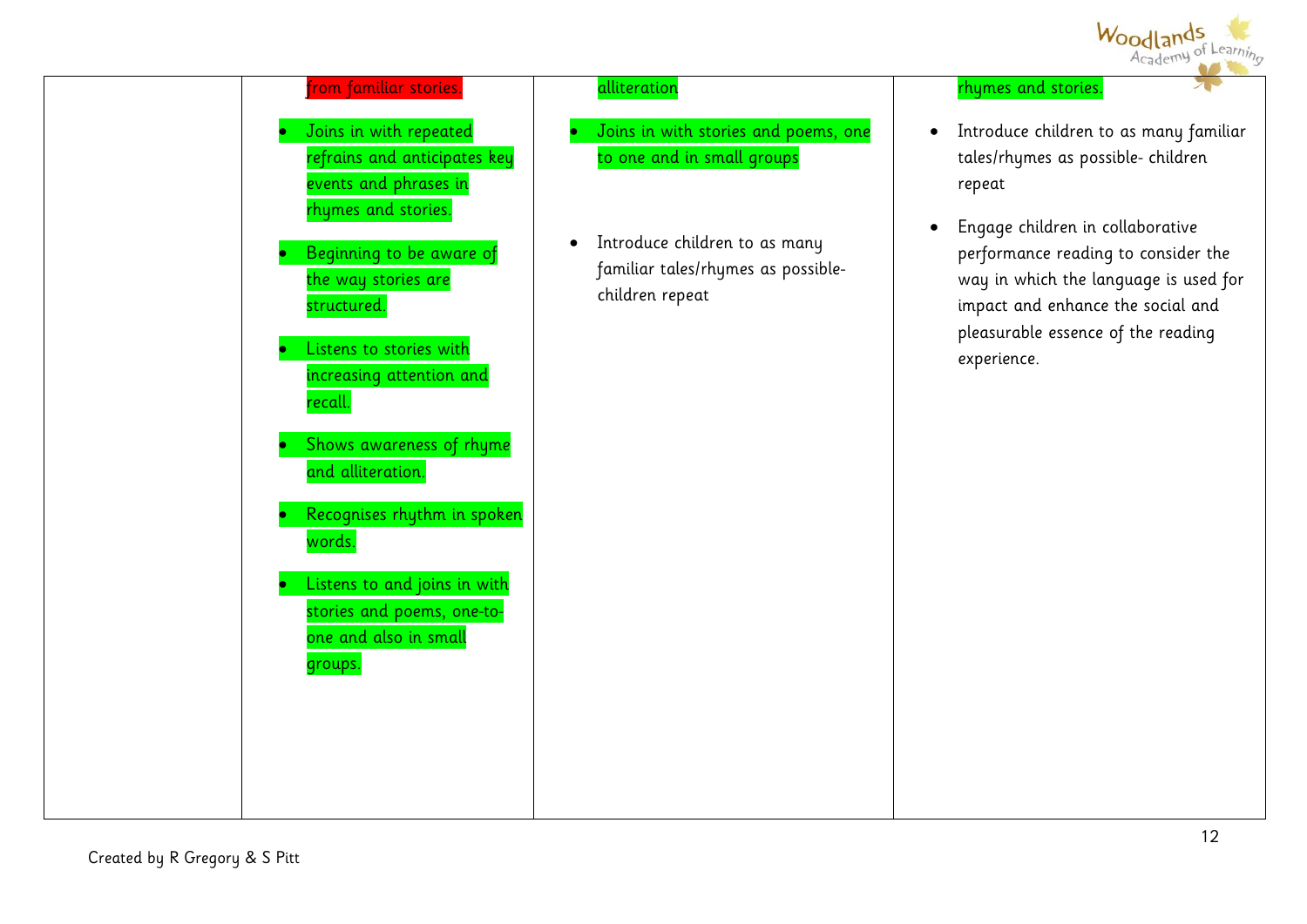| | | | |
|---|---|---|---|
| | from familiar stories.<br><br>• Joins in with repeated refrains and anticipates key events and phrases in rhymes and stories.<br>• Beginning to be aware of the way stories are structured.<br>• Listens to stories with increasing attention and recall.<br>• Shows awareness of rhyme and alliteration.<br>• Recognises rhythm in spoken words.<br>• Listens to and joins in with stories and poems, one-to-one and also in small groups. | alliteration<br><br>• Joins in with stories and poems, one to one and in small groups<br><br>• Introduce children to as many familiar tales/rhymes as possible- children repeat | rhymes and stories.<br><br>• Introduce children to as many familiar tales/rhymes as possible- children repeat<br>• Engage children in collaborative performance reading to consider the way in which the language is used for impact and enhance the social and pleasurable essence of the reading experience. |

Created by R Gregory & S Pitt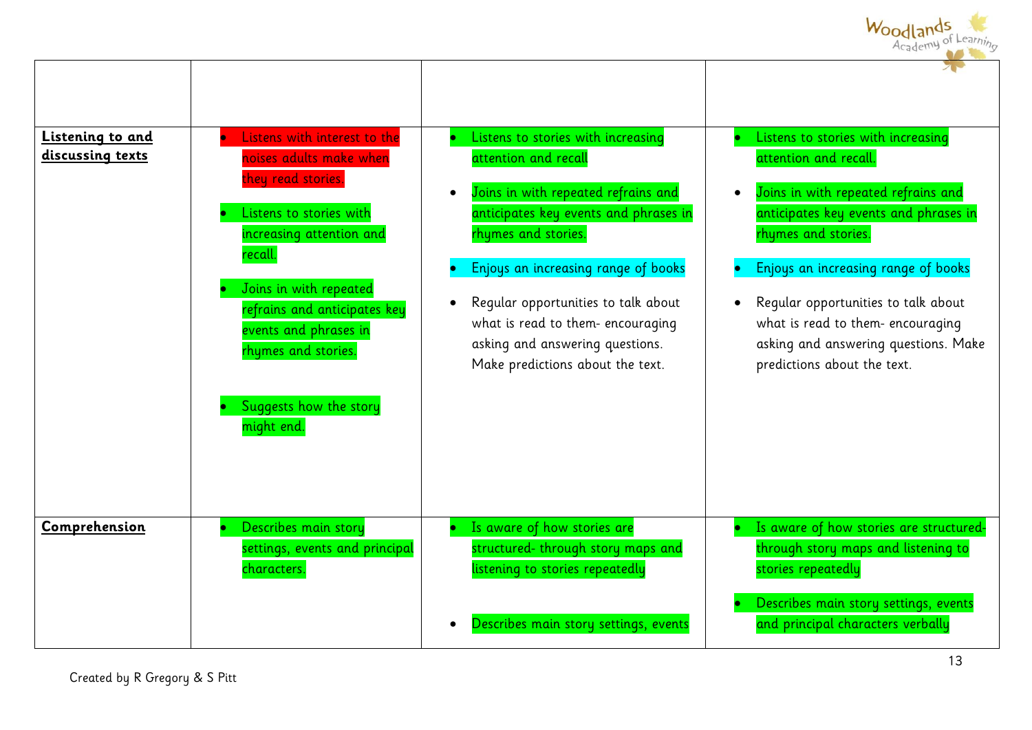| | | | |
|---|---|---|---|
| **Listening to and discussing texts** | • Listens with interest to the noises adults make when they read stories.<br><br>• Listens to stories with increasing attention and recall.<br><br>• Joins in with repeated refrains and anticipates key events and phrases in rhymes and stories.<br><br>• Suggests how the story might end. | • Listens to stories with increasing attention and recall<br><br>• Joins in with repeated refrains and anticipates key events and phrases in rhymes and stories.<br><br>• Enjoys an increasing range of books<br><br>• Regular opportunities to talk about what is read to them- encouraging asking and answering questions. Make predictions about the text. | • Listens to stories with increasing attention and recall.<br><br>• Joins in with repeated refrains and anticipates key events and phrases in rhymes and stories.<br><br>• Enjoys an increasing range of books<br><br>• Regular opportunities to talk about what is read to them- encouraging asking and answering questions. Make predictions about the text. |
| **Comprehension** | • Describes main story settings, events and principal characters. | • Is aware of how stories are structured- through story maps and listening to stories repeatedly<br><br>• Describes main story settings, events | • Is aware of how stories are structured- through story maps and listening to stories repeatedly<br><br>• Describes main story settings, events and principal characters verbally |

Created by R Gregory & S Pitt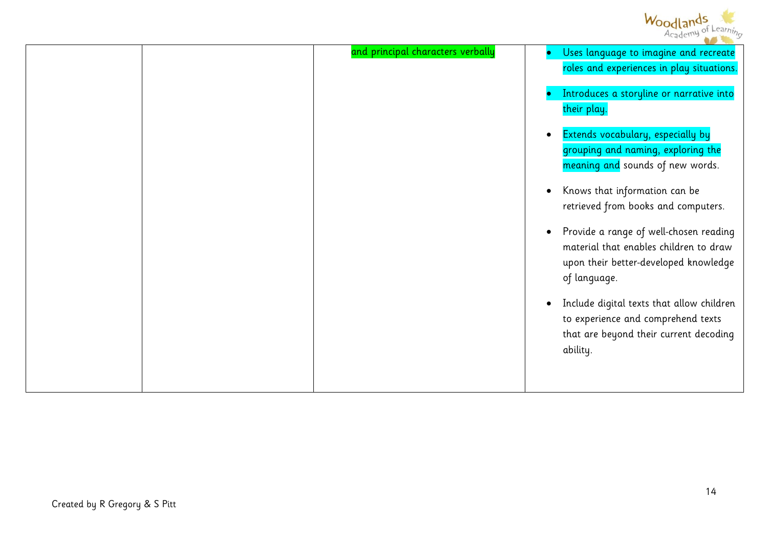| | | | |
|---|---|---|---|
| | | and principal characters verbally | • Uses language to imagine and recreate roles and experiences in play situations.<br><br>• Introduces a storyline or narrative into their play.<br><br>• Extends vocabulary, especially by grouping and naming, exploring the meaning and sounds of new words.<br><br>• Knows that information can be retrieved from books and computers.<br><br>• Provide a range of well-chosen reading material that enables children to draw upon their better-developed knowledge of language.<br><br>• Include digital texts that allow children to experience and comprehend texts that are beyond their current decoding ability. |

Created by R Gregory & S Pitt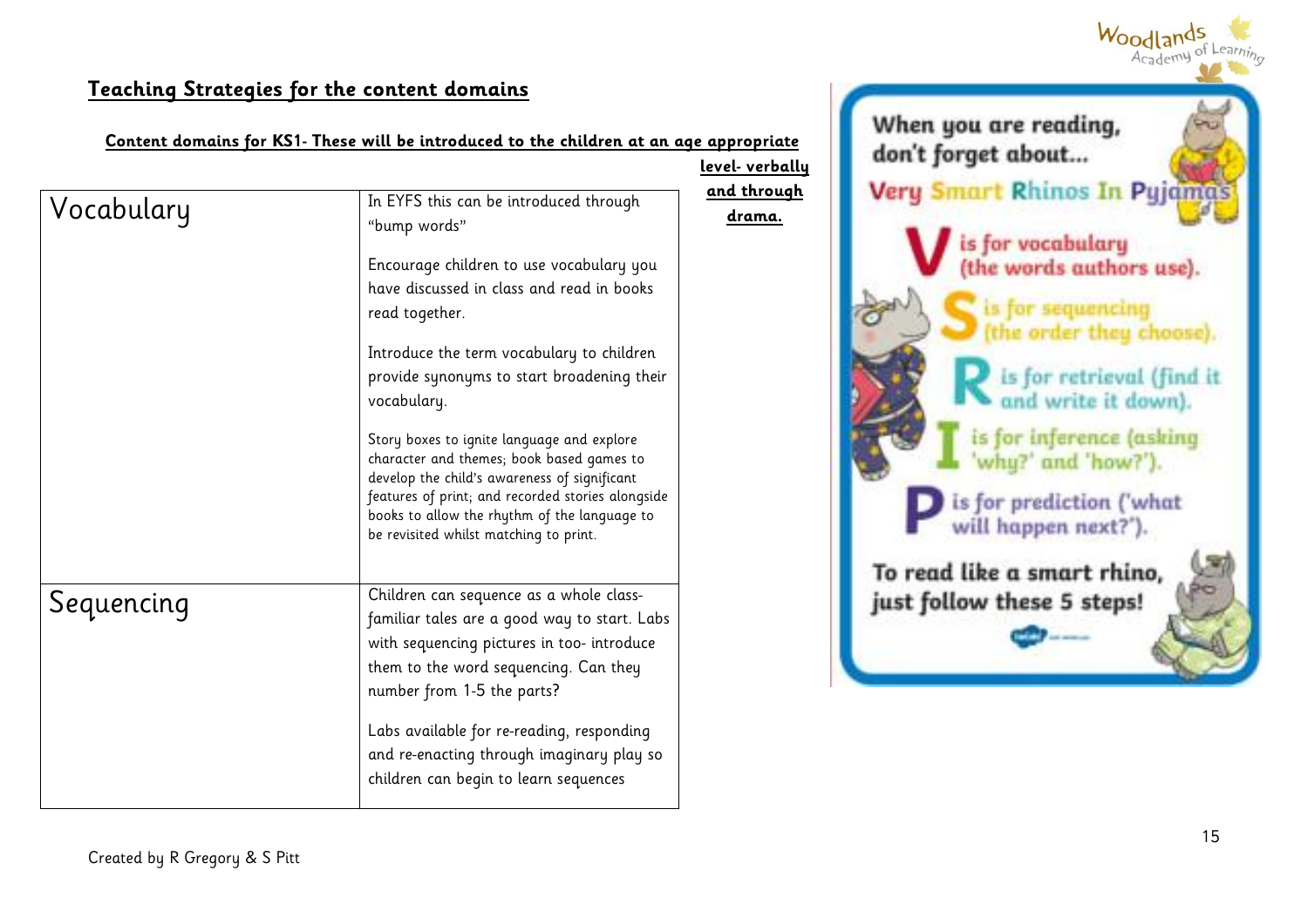## Teaching Strategies for the content domains

**Content domains for KS1- These will be introduced to the children at an age appropriate level- verbally and through drama.**

| | |
|---|---|
| Vocabulary | In EYFS this can be introduced through "bump words"<br><br>Encourage children to use vocabulary you have discussed in class and read in books read together.<br><br>Introduce the term vocabulary to children provide synonyms to start broadening their vocabulary.<br><br>Story boxes to ignite language and explore character and themes; book based games to develop the child's awareness of significant features of print; and recorded stories alongside books to allow the rhythm of the language to be revisited whilst matching to print. |
| Sequencing | Children can sequence as a whole class- familiar tales are a good way to start. Labs with sequencing pictures in too- introduce them to the word sequencing. Can they number from 1-5 the parts?<br><br>Labs available for re-reading, responding and re-enacting through imaginary play so children can begin to learn sequences |

When you are reading, don't forget about...

Very Smart Rhinos In Pyjamas

**V** is for vocabulary (the words authors use).

**S** is for sequencing (the order they choose).

**R** is for retrieval (find it and write it down).

**I** is for inference (asking 'why?' and 'how?').

**P** is for prediction ('what will happen next?').

To read like a smart rhino, just follow these 5 steps!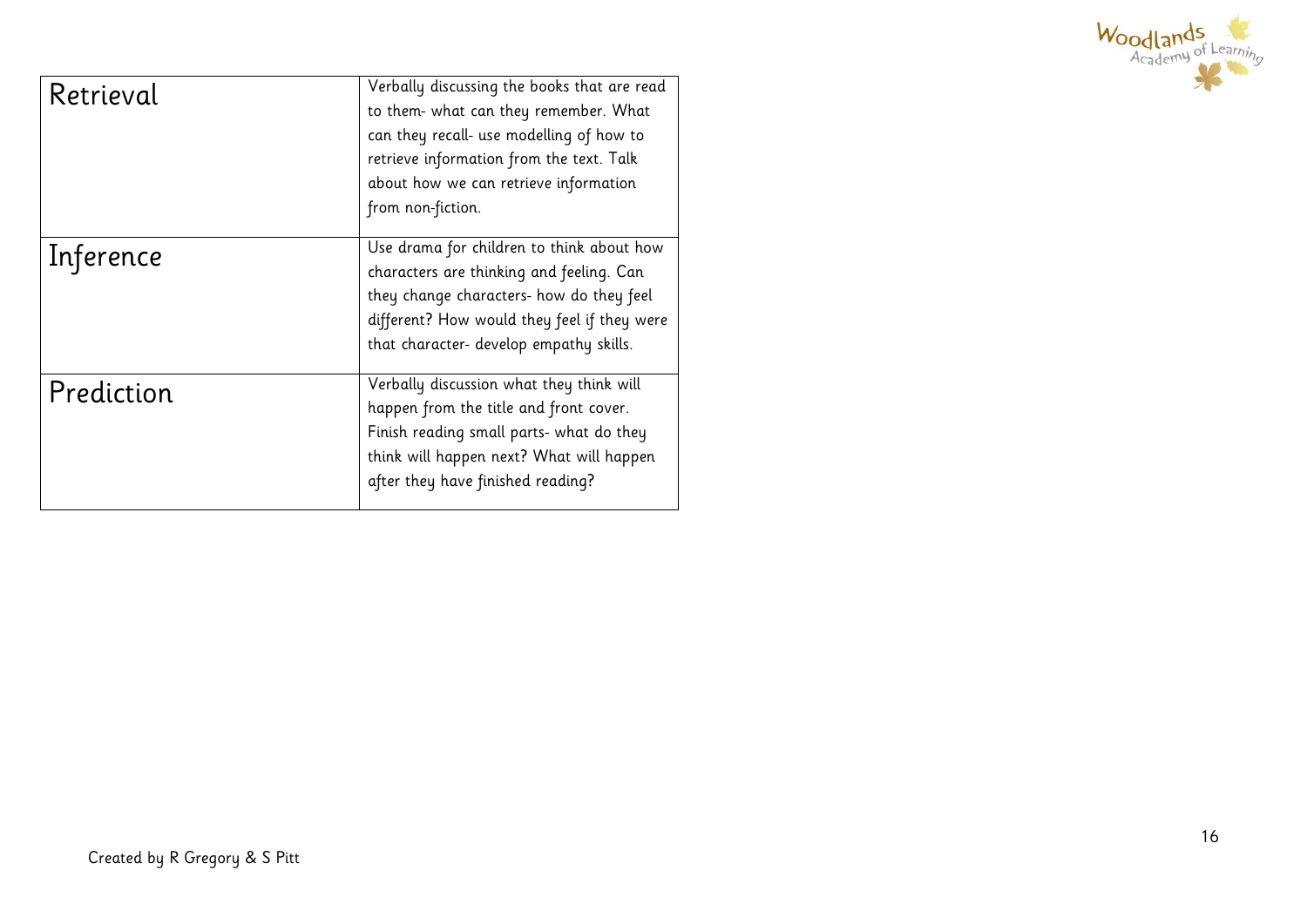| | |
|---|---|
| Retrieval | Verbally discussing the books that are read to them- what can they remember. What can they recall- use modelling of how to retrieve information from the text. Talk about how we can retrieve information from non-fiction. |
| Inference | Use drama for children to think about how characters are thinking and feeling. Can they change characters- how do they feel different? How would they feel if they were that character- develop empathy skills. |
| Prediction | Verbally discussion what they think will happen from the title and front cover. Finish reading small parts- what do they think will happen next? What will happen after they have finished reading? |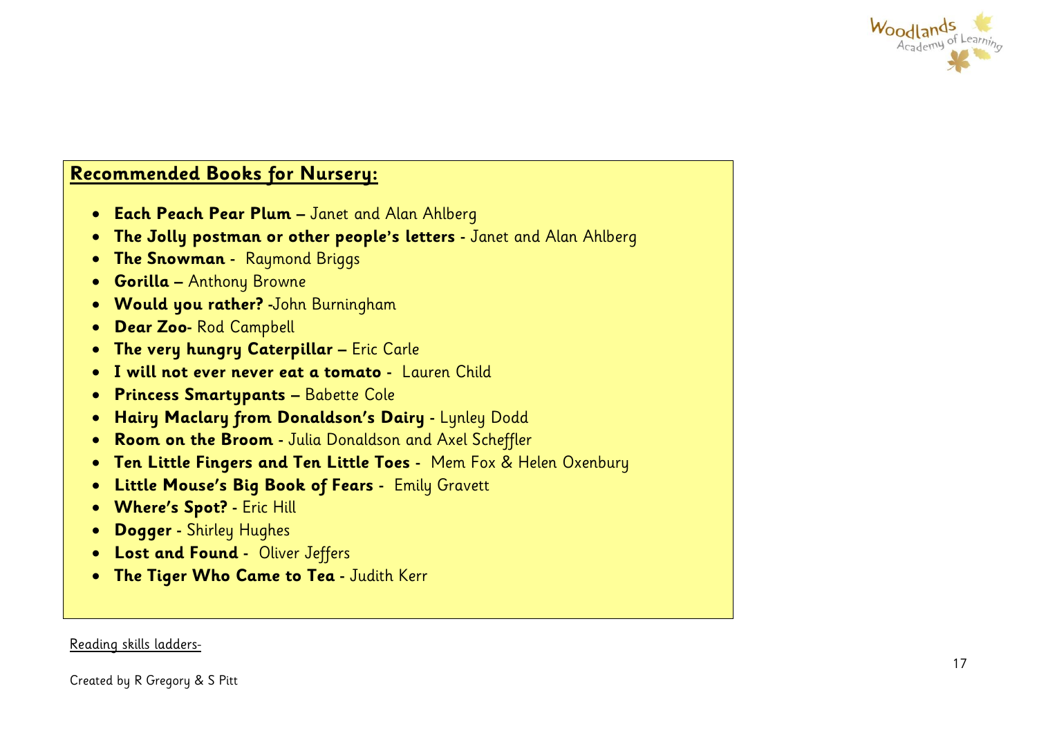## Recommended Books for Nursery:

- **Each Peach Pear Plum –** Janet and Alan Ahlberg
- **The Jolly postman or other people's letters -** Janet and Alan Ahlberg
- **The Snowman -** Raymond Briggs
- **Gorilla –** Anthony Browne
- **Would you rather? -**John Burningham
- **Dear Zoo-** Rod Campbell
- **The very hungry Caterpillar –** Eric Carle
- **I will not ever never eat a tomato -** Lauren Child
- **Princess Smartypants –** Babette Cole
- **Hairy Maclary from Donaldson's Dairy -** Lynley Dodd
- **Room on the Broom -** Julia Donaldson and Axel Scheffler
- **Ten Little Fingers and Ten Little Toes -** Mem Fox & Helen Oxenbury
- **Little Mouse's Big Book of Fears -** Emily Gravett
- **Where's Spot? -** Eric Hill
- **Dogger -** Shirley Hughes
- **Lost and Found -** Oliver Jeffers
- **The Tiger Who Came to Tea -** Judith Kerr

Reading skills ladders-

Created by R Gregory & S Pitt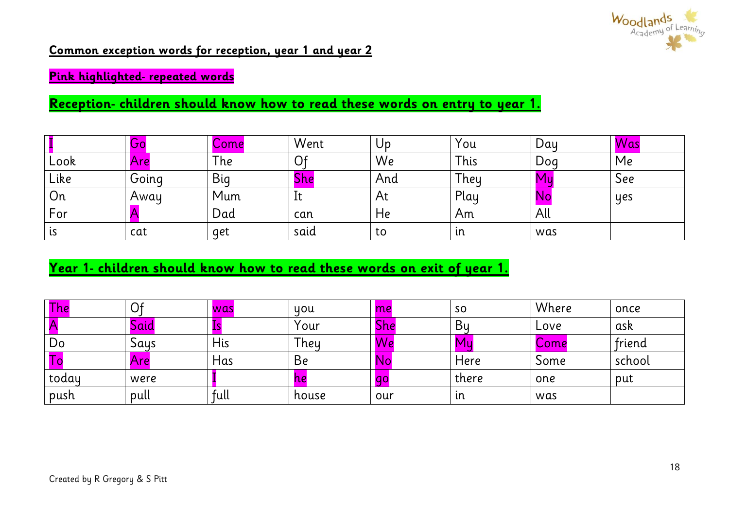**Common exception words for reception, year 1 and year 2**

**Pink highlighted- repeated words**

**Reception- children should know how to read these words on entry to year 1.**

| | | | | | | | |
|---|---|---|---|---|---|---|---|
| I | Go | Come | Went | Up | You | Day | Was |
| Look | Are | The | Of | We | This | Dog | Me |
| Like | Going | Big | She | And | They | My | See |
| On | Away | Mum | It | At | Play | No | yes |
| For | A | Dad | can | He | Am | All | |
| is | cat | get | said | to | in | was | |

**Year 1- children should know how to read these words on exit of year 1.**

| | | | | | | | |
|---|---|---|---|---|---|---|---|
| The | Of | was | you | me | so | Where | once |
| A | Said | Is | Your | She | By | Love | ask |
| Do | Says | His | They | We | My | Come | friend |
| To | Are | Has | Be | No | Here | Some | school |
| today | were | I | he | go | there | one | put |
| push | pull | full | house | our | in | was | |

Created by R Gregory & S Pitt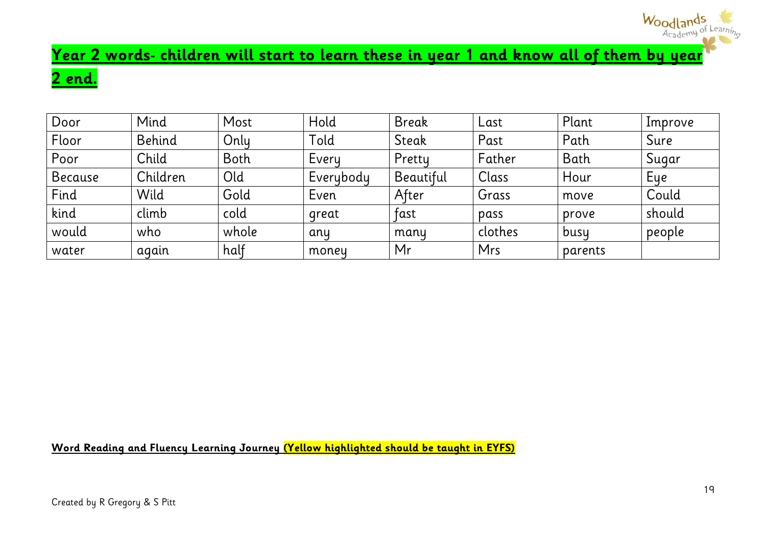## **Year 2 words- children will start to learn these in year 1 and know all of them by year 2 end.**

| Door | Mind | Most | Hold | Break | Last | Plant | Improve |
|---|---|---|---|---|---|---|---|
| Floor | Behind | Only | Told | Steak | Past | Path | Sure |
| Poor | Child | Both | Every | Pretty | Father | Bath | Sugar |
| Because | Children | Old | Everybody | Beautiful | Class | Hour | Eye |
| Find | Wild | Gold | Even | After | Grass | move | Could |
| kind | climb | cold | great | fast | pass | prove | should |
| would | who | whole | any | many | clothes | busy | people |
| water | again | half | money | Mr | Mrs | parents | |

**Word Reading and Fluency Learning Journey (Yellow highlighted should be taught in EYFS)**

Created by R Gregory & S Pitt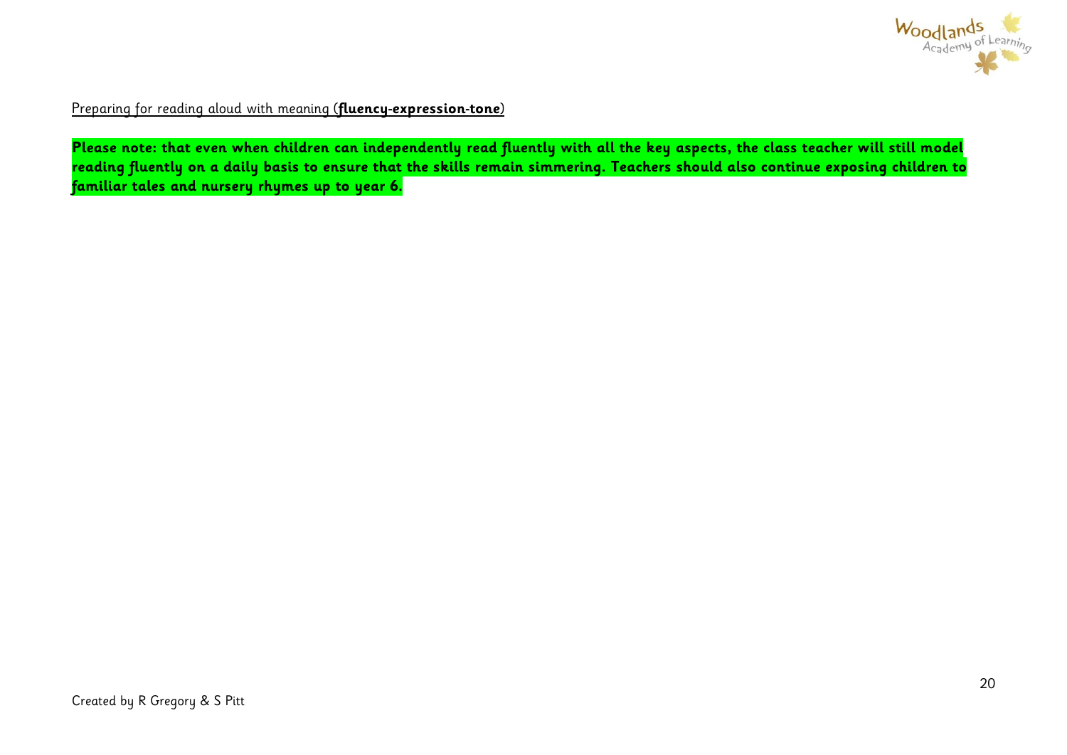<u>Preparing for reading aloud with meaning (**fluency-expression-tone**)</u>

**Please note: that even when children can independently read fluently with all the key aspects, the class teacher will still model reading fluently on a daily basis to ensure that the skills remain simmering. Teachers should also continue exposing children to familiar tales and nursery rhymes up to year 6.**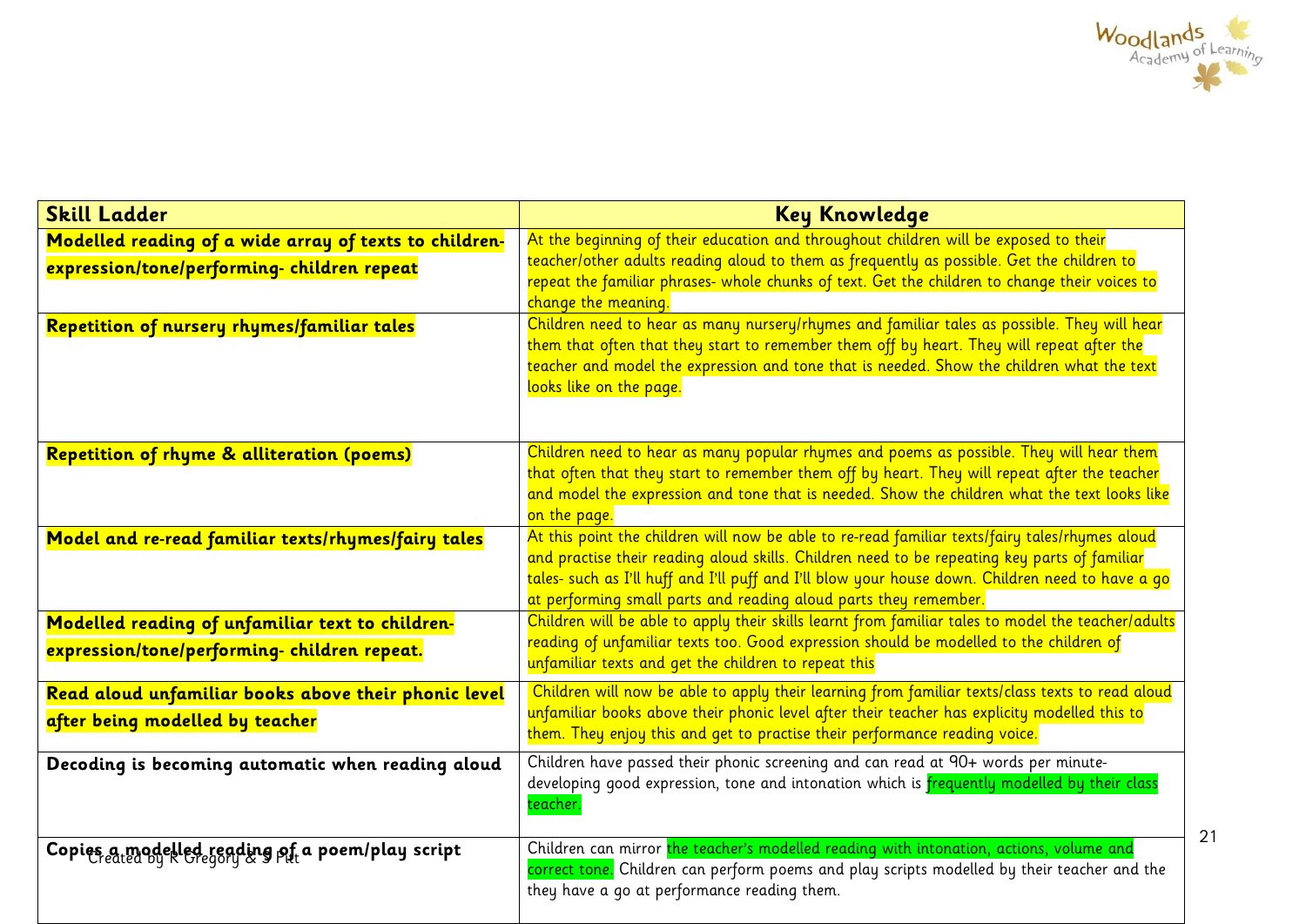| Skill Ladder | Key Knowledge |
|---|---|
| **Modelled reading of a wide array of texts to children- expression/tone/performing- children repeat** | At the beginning of their education and throughout children will be exposed to their teacher/other adults reading aloud to them as frequently as possible. Get the children to repeat the familiar phrases- whole chunks of text. Get the children to change their voices to change the meaning. |
| **Repetition of nursery rhymes/familiar tales** | Children need to hear as many nursery/rhymes and familiar tales as possible. They will hear them that often that they start to remember them off by heart. They will repeat after the teacher and model the expression and tone that is needed. Show the children what the text looks like on the page. |
| **Repetition of rhyme & alliteration (poems)** | Children need to hear as many popular rhymes and poems as possible. They will hear them that often that they start to remember them off by heart. They will repeat after the teacher and model the expression and tone that is needed. Show the children what the text looks like on the page. |
| **Model and re-read familiar texts/rhymes/fairy tales** | At this point the children will now be able to re-read familiar texts/fairy tales/rhymes aloud and practise their reading aloud skills. Children need to be repeating key parts of familiar tales- such as I'll huff and I'll puff and I'll blow your house down. Children need to have a go at performing small parts and reading aloud parts they remember. |
| **Modelled reading of unfamiliar text to children- expression/tone/performing- children repeat.** | Children will be able to apply their skills learnt from familiar tales to model the teacher/adults reading of unfamiliar texts too. Good expression should be modelled to the children of unfamiliar texts and get the children to repeat this |
| **Read aloud unfamiliar books above their phonic level after being modelled by teacher** | Children will now be able to apply their learning from familiar texts/class texts to read aloud unfamiliar books above their phonic level after their teacher has explicity modelled this to them. They enjoy this and get to practise their performance reading voice. |
| **Decoding is becoming automatic when reading aloud** | Children have passed their phonic screening and can read at 90+ words per minute- developing good expression, tone and intonation which is frequently modelled by their class teacher. |
| **Copies a modelled reading of a poem/play script** | Children can mirror the teacher's modelled reading with intonation, actions, volume and correct tone. Children can perform poems and play scripts modelled by their teacher and the they have a go at performance reading them. |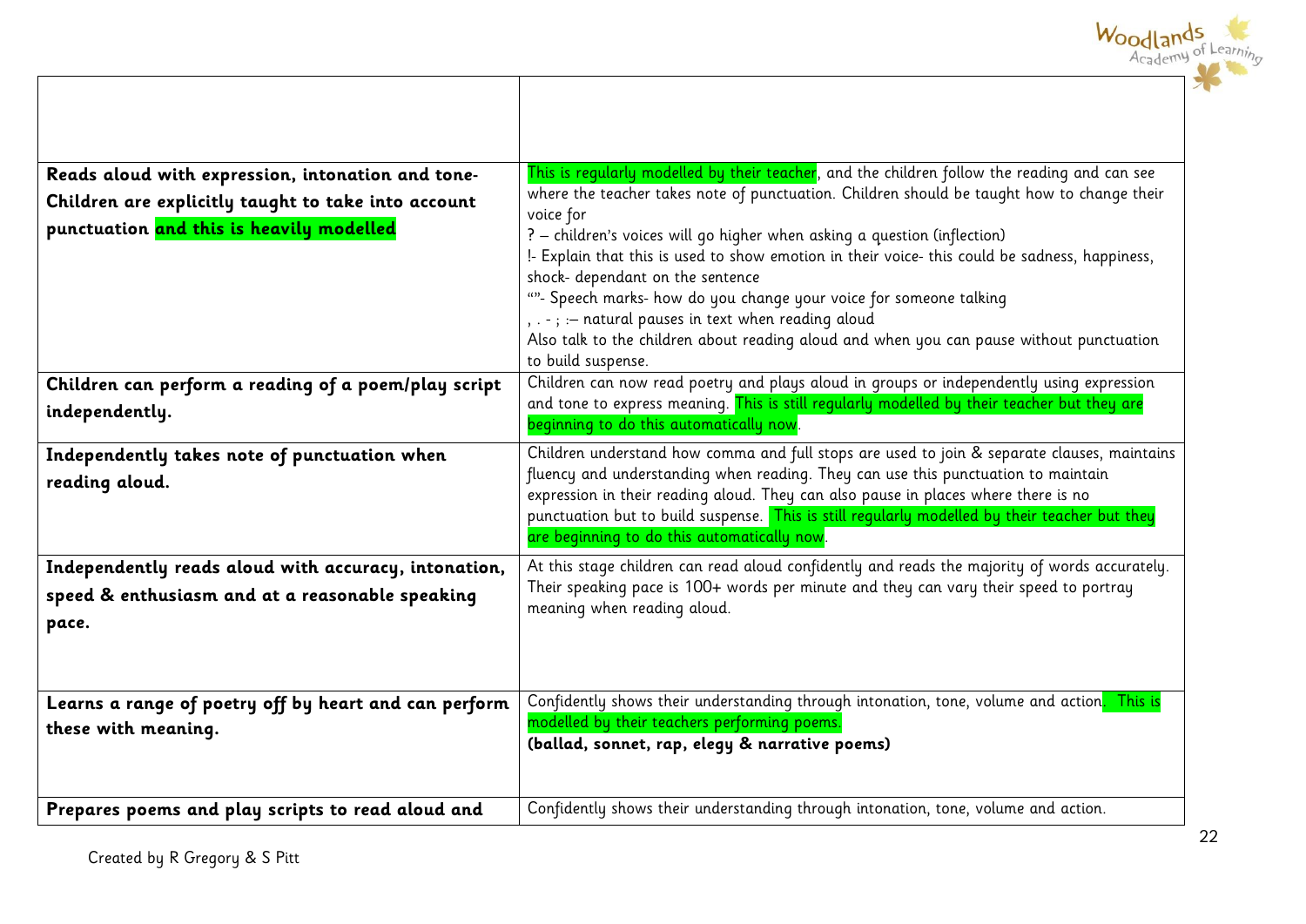| | |
|---|---|
| | |
| **Reads aloud with expression, intonation and tone- Children are explicitly taught to take into account punctuation and this is heavily modelled** | This is regularly modelled by their teacher, and the children follow the reading and can see where the teacher takes note of punctuation. Children should be taught how to change their voice for<br>? – children's voices will go higher when asking a question (inflection)<br>!- Explain that this is used to show emotion in their voice- this could be sadness, happiness, shock- dependant on the sentence<br>""- Speech marks- how do you change your voice for someone talking<br>, . - ; :– natural pauses in text when reading aloud<br>Also talk to the children about reading aloud and when you can pause without punctuation to build suspense. |
| **Children can perform a reading of a poem/play script independently.** | Children can now read poetry and plays aloud in groups or independently using expression and tone to express meaning. This is still regularly modelled by their teacher but they are beginning to do this automatically now. |
| **Independently takes note of punctuation when reading aloud.** | Children understand how comma and full stops are used to join & separate clauses, maintains fluency and understanding when reading. They can use this punctuation to maintain expression in their reading aloud. They can also pause in places where there is no punctuation but to build suspense. This is still regularly modelled by their teacher but they are beginning to do this automatically now. |
| **Independently reads aloud with accuracy, intonation, speed & enthusiasm and at a reasonable speaking pace.** | At this stage children can read aloud confidently and reads the majority of words accurately. Their speaking pace is 100+ words per minute and they can vary their speed to portray meaning when reading aloud. |
| **Learns a range of poetry off by heart and can perform these with meaning.** | Confidently shows their understanding through intonation, tone, volume and action. This is modelled by their teachers performing poems.<br>**(ballad, sonnet, rap, elegy & narrative poems)** |
| **Prepares poems and play scripts to read aloud and** | Confidently shows their understanding through intonation, tone, volume and action. |

Created by R Gregory & S Pitt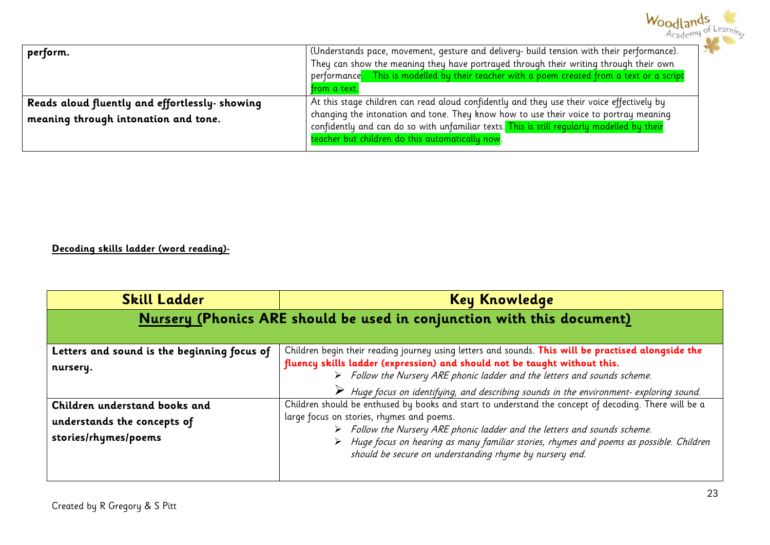| | |
|---|---|
| **perform.** | (Understands pace, movement, gesture and delivery- build tension with their performance). They can show the meaning they have portrayed through their writing through their own performance. This is modelled by their teacher with a poem created from a text or a script from a text. |
| **Reads aloud fluently and effortlessly- showing meaning through intonation and tone.** | At this stage children can read aloud confidently and they use their voice effectively by changing the intonation and tone. They know how to use their voice to portray meaning confidently and can do so with unfamiliar texts. This is still regularly modelled by their teacher but children do this automatically now. |

**Decoding skills ladder (word reading)-**

| Skill Ladder | Key Knowledge |
|---|---|
| **Nursery (Phonics ARE should be used in conjunction with this document)** | |
| **Letters and sound is the beginning focus of nursery.** | Children begin their reading journey using letters and sounds. **This will be practised alongside the fluency skills ladder (expression) and should not be taught without this.**<br>➢ *Follow the Nursery ARE phonic ladder and the letters and sounds scheme.*<br>➢ *Huge focus on identifying, and describing sounds in the environment- exploring sound.* |
| **Children understand books and understands the concepts of stories/rhymes/poems** | Children should be enthused by books and start to understand the concept of decoding. There will be a large focus on stories, rhymes and poems.<br>➢ *Follow the Nursery ARE phonic ladder and the letters and sounds scheme.*<br>➢ *Huge focus on hearing as many familiar stories, rhymes and poems as possible. Children should be secure on understanding rhyme by nursery end.* |

Created by R Gregory & S Pitt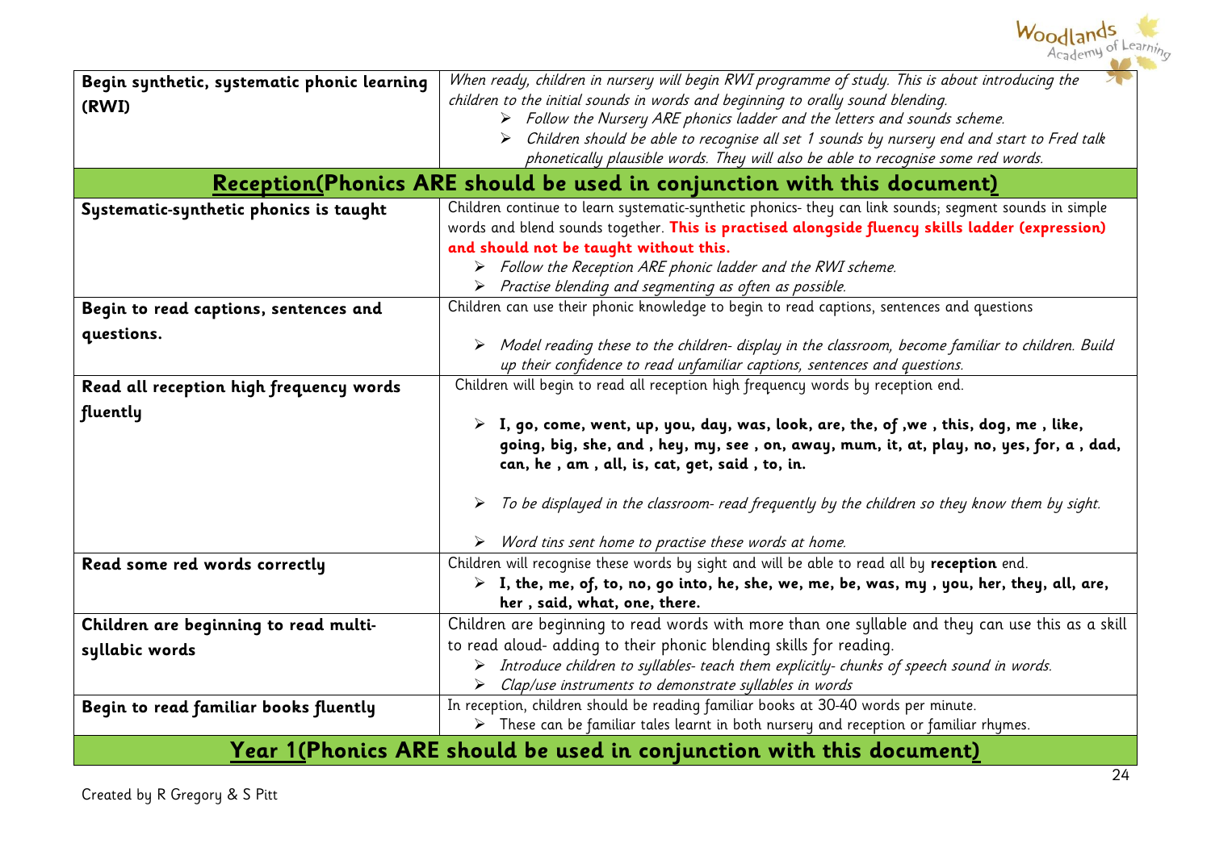| | |
|---|---|
| **Begin synthetic, systematic phonic learning (RWI)** | *When ready, children in nursery will begin RWI programme of study. This is about introducing the children to the initial sounds in words and beginning to orally sound blending.*<br>➢ *Follow the Nursery ARE phonics ladder and the letters and sounds scheme.*<br>➢ *Children should be able to recognise all set 1 sounds by nursery end and start to Fred talk phonetically plausible words. They will also be able to recognise some red words.* |
| **Reception(Phonics ARE should be used in conjunction with this document)** | |
| **Systematic-synthetic phonics is taught** | Children continue to learn systematic-synthetic phonics- they can link sounds; segment sounds in simple words and blend sounds together. **This is practised alongside fluency skills ladder (expression) and should not be taught without this.**<br>➢ *Follow the Reception ARE phonic ladder and the RWI scheme.*<br>➢ *Practise blending and segmenting as often as possible.* |
| **Begin to read captions, sentences and questions.** | Children can use their phonic knowledge to begin to read captions, sentences and questions<br>➢ *Model reading these to the children- display in the classroom, become familiar to children. Build up their confidence to read unfamiliar captions, sentences and questions.* |
| **Read all reception high frequency words fluently** | Children will begin to read all reception high frequency words by reception end.<br>➢ **I, go, come, went, up, you, day, was, look, are, the, of ,we , this, dog, me , like, going, big, she, and , hey, my, see , on, away, mum, it, at, play, no, yes, for, a , dad, can, he , am , all, is, cat, get, said , to, in.**<br>➢ *To be displayed in the classroom- read frequently by the children so they know them by sight.*<br>➢ *Word tins sent home to practise these words at home.* |
| **Read some red words correctly** | Children will recognise these words by sight and will be able to read all by **reception** end.<br>➢ **I, the, me, of, to, no, go into, he, she, we, me, be, was, my , you, her, they, all, are, her , said, what, one, there.** |
| **Children are beginning to read multi-syllabic words** | Children are beginning to read words with more than one syllable and they can use this as a skill to read aloud- adding to their phonic blending skills for reading.<br>➢ *Introduce children to syllables- teach them explicitly- chunks of speech sound in words.*<br>➢ *Clap/use instruments to demonstrate syllables in words* |
| **Begin to read familiar books fluently** | In reception, children should be reading familiar books at 30-40 words per minute.<br>➢ These can be familiar tales learnt in both nursery and reception or familiar rhymes. |
| **Year 1(Phonics ARE should be used in conjunction with this document)** | |

Created by R Gregory & S Pitt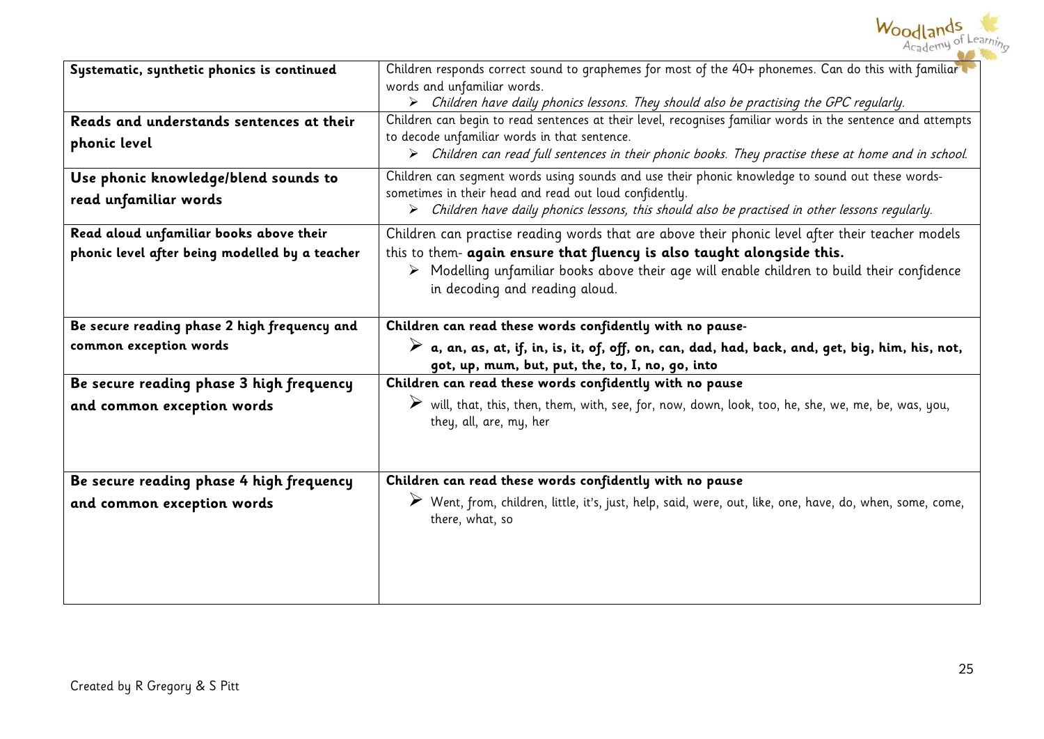| | |
|---|---|
| **Systematic, synthetic phonics is continued** | Children responds correct sound to graphemes for most of the 40+ phonemes. Can do this with familiar words and unfamiliar words.<br>➢ *Children have daily phonics lessons. They should also be practising the GPC regularly.* |
| **Reads and understands sentences at their phonic level** | Children can begin to read sentences at their level, recognises familiar words in the sentence and attempts to decode unfamiliar words in that sentence.<br>➢ *Children can read full sentences in their phonic books. They practise these at home and in school.* |
| **Use phonic knowledge/blend sounds to read unfamiliar words** | Children can segment words using sounds and use their phonic knowledge to sound out these words- sometimes in their head and read out loud confidently.<br>➢ *Children have daily phonics lessons, this should also be practised in other lessons regularly.* |
| **Read aloud unfamiliar books above their phonic level after being modelled by a teacher** | Children can practise reading words that are above their phonic level after their teacher models this to them- **again ensure that fluency is also taught alongside this.**<br>➢ Modelling unfamiliar books above their age will enable children to build their confidence in decoding and reading aloud. |
| **Be secure reading phase 2 high frequency and common exception words** | **Children can read these words confidently with no pause-**<br>➢ **a, an, as, at, if, in, is, it, of, off, on, can, dad, had, back, and, get, big, him, his, not, got, up, mum, but, put, the, to, I, no, go, into** |
| **Be secure reading phase 3 high frequency and common exception words** | **Children can read these words confidently with no pause**<br>➢ will, that, this, then, them, with, see, for, now, down, look, too, he, she, we, me, be, was, you, they, all, are, my, her |
| **Be secure reading phase 4 high frequency and common exception words** | **Children can read these words confidently with no pause**<br>➢ Went, from, children, little, it's, just, help, said, were, out, like, one, have, do, when, some, come, there, what, so |

Created by R Gregory & S Pitt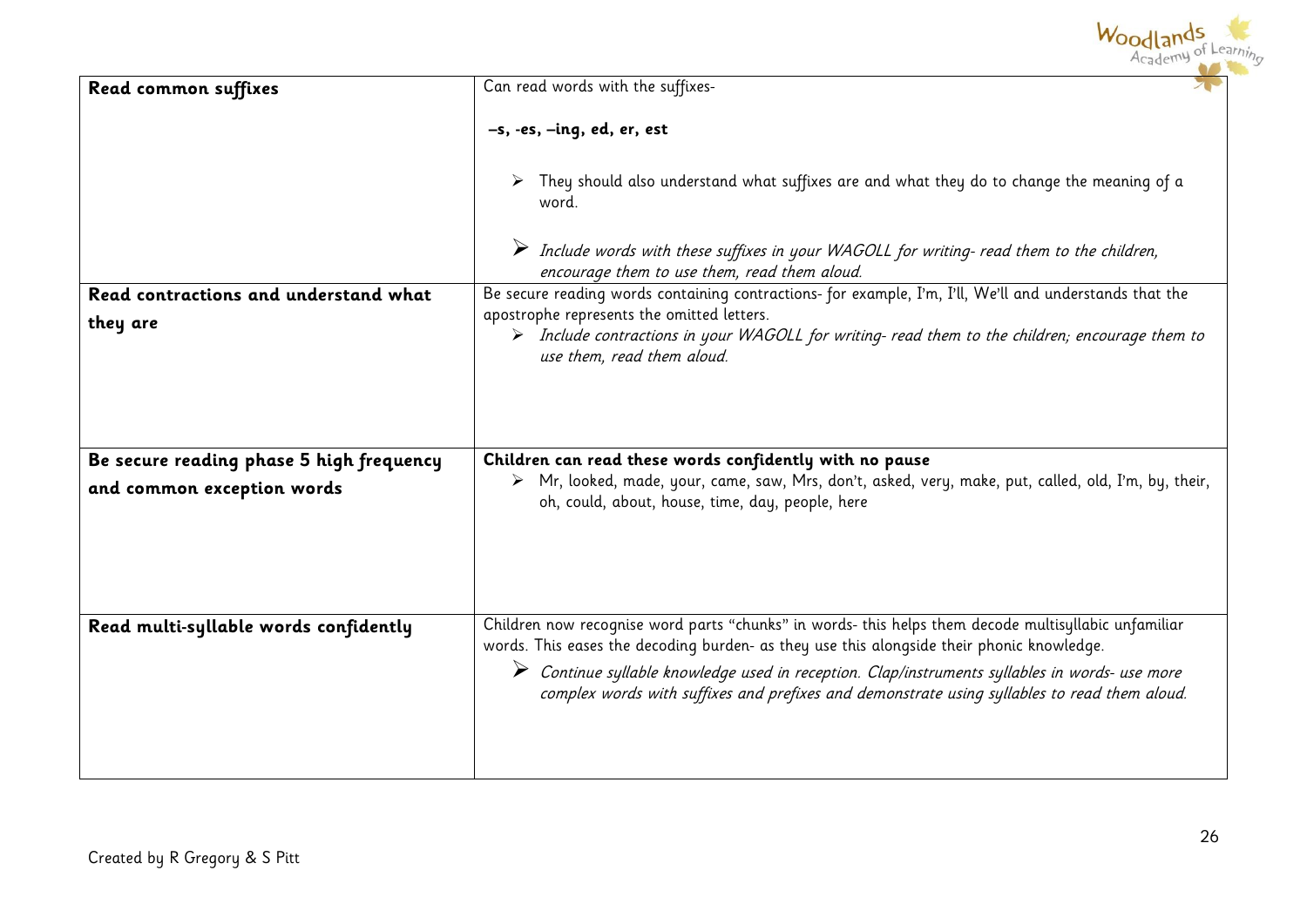| | |
|---|---|
| **Read common suffixes** | Can read words with the suffixes- <br><br> **–s, -es, –ing, ed, er, est** <br><br> ➢ They should also understand what suffixes are and what they do to change the meaning of a word. <br><br> ➢ *Include words with these suffixes in your WAGOLL for writing- read them to the children, encourage them to use them, read them aloud.* |
| **Read contractions and understand what they are** | Be secure reading words containing contractions- for example, I'm, I'll, We'll and understands that the apostrophe represents the omitted letters. <br> ➢ *Include contractions in your WAGOLL for writing- read them to the children; encourage them to use them, read them aloud.* |
| **Be secure reading phase 5 high frequency and common exception words** | **Children can read these words confidently with no pause** <br> ➢ Mr, looked, made, your, came, saw, Mrs, don't, asked, very, make, put, called, old, I'm, by, their, oh, could, about, house, time, day, people, here |
| **Read multi-syllable words confidently** | Children now recognise word parts "chunks" in words- this helps them decode multisyllabic unfamiliar words. This eases the decoding burden- as they use this alongside their phonic knowledge. <br> ➢ *Continue syllable knowledge used in reception. Clap/instruments syllables in words- use more complex words with suffixes and prefixes and demonstrate using syllables to read them aloud.* |

Created by R Gregory & S Pitt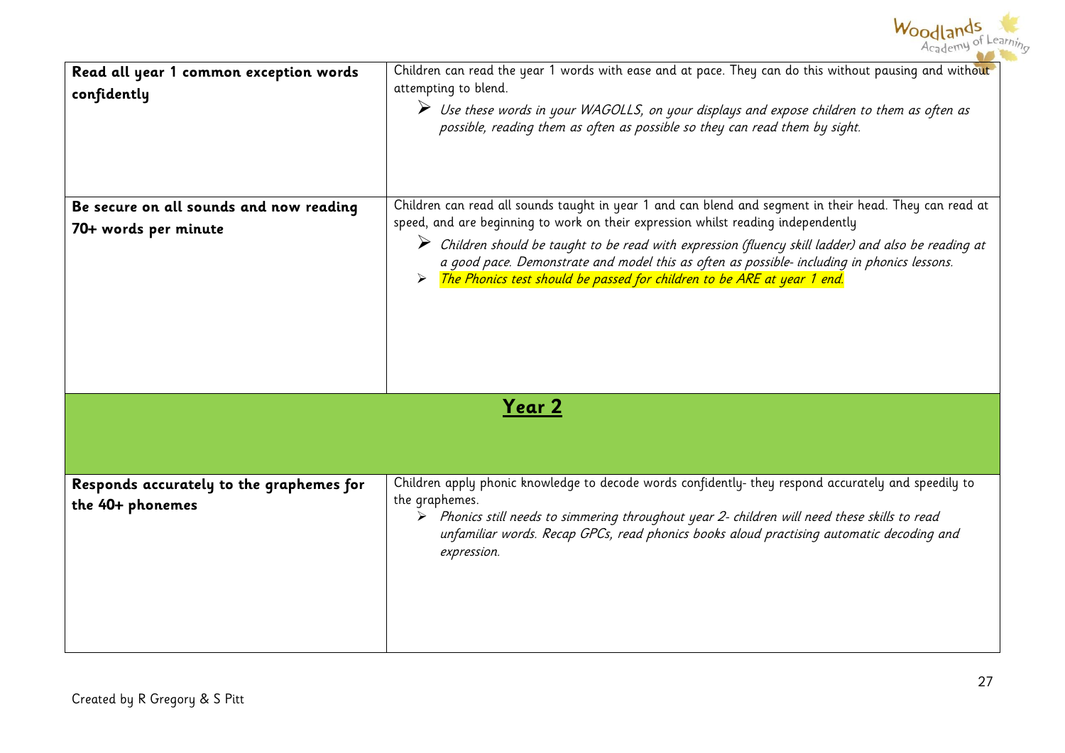| | |
|---|---|
| **Read all year 1 common exception words confidently** | Children can read the year 1 words with ease and at pace. They can do this without pausing and without attempting to blend.<br>➢ *Use these words in your WAGOLLS, on your displays and expose children to them as often as possible, reading them as often as possible so they can read them by sight.* |
| **Be secure on all sounds and now reading 70+ words per minute** | Children can read all sounds taught in year 1 and can blend and segment in their head. They can read at speed, and are beginning to work on their expression whilst reading independently<br>➢ *Children should be taught to be read with expression (fluency skill ladder) and also be reading at a good pace. Demonstrate and model this as often as possible- including in phonics lessons.*<br>➢ *The Phonics test should be passed for children to be ARE at year 1 end.* |
| **Year 2** | |
| **Responds accurately to the graphemes for the 40+ phonemes** | Children apply phonic knowledge to decode words confidently- they respond accurately and speedily to the graphemes.<br>➢ *Phonics still needs to simmering throughout year 2- children will need these skills to read unfamiliar words. Recap GPCs, read phonics books aloud practising automatic decoding and expression.* |

Created by R Gregory & S Pitt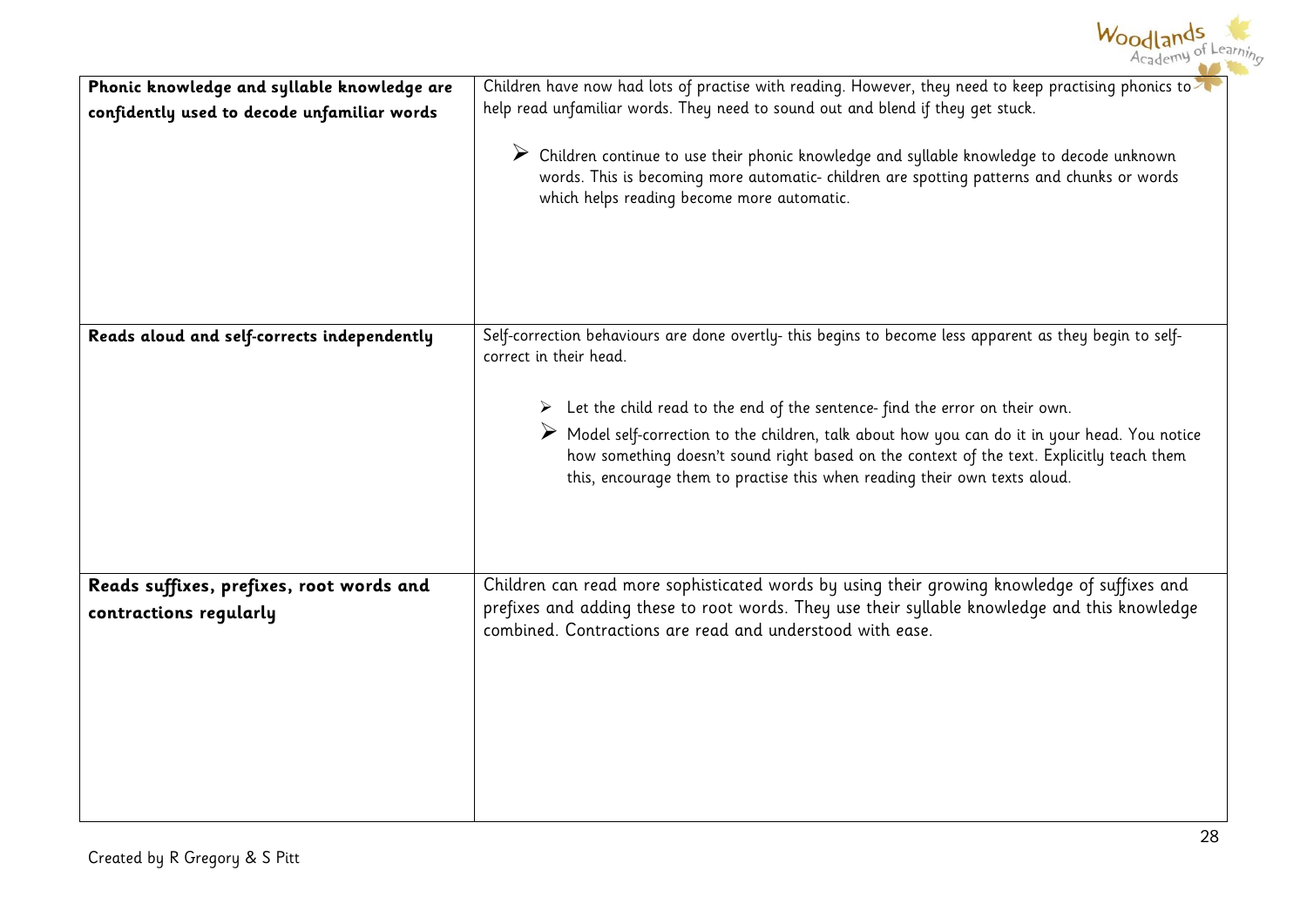| | |
|---|---|
| **Phonic knowledge and syllable knowledge are confidently used to decode unfamiliar words** | Children have now had lots of practise with reading. However, they need to keep practising phonics to help read unfamiliar words. They need to sound out and blend if they get stuck.<br><br>➢ Children continue to use their phonic knowledge and syllable knowledge to decode unknown words. This is becoming more automatic- children are spotting patterns and chunks or words which helps reading become more automatic. |
| **Reads aloud and self-corrects independently** | Self-correction behaviours are done overtly- this begins to become less apparent as they begin to self-correct in their head.<br><br>➢ Let the child read to the end of the sentence- find the error on their own.<br>➢ Model self-correction to the children, talk about how you can do it in your head. You notice how something doesn't sound right based on the context of the text. Explicitly teach them this, encourage them to practise this when reading their own texts aloud. |
| **Reads suffixes, prefixes, root words and contractions regularly** | Children can read more sophisticated words by using their growing knowledge of suffixes and prefixes and adding these to root words. They use their syllable knowledge and this knowledge combined. Contractions are read and understood with ease. |

Created by R Gregory & S Pitt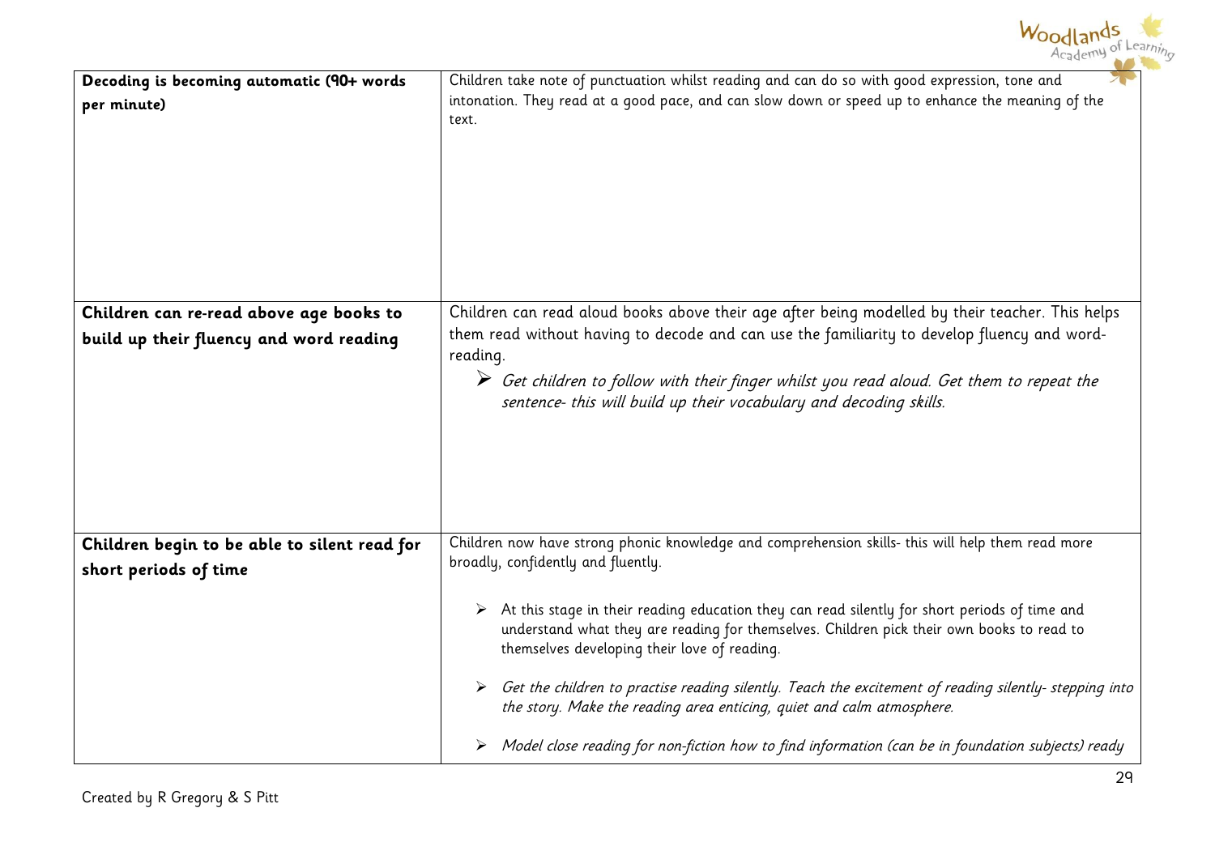| | |
|---|---|
| **Decoding is becoming automatic (90+ words per minute)** | Children take note of punctuation whilst reading and can do so with good expression, tone and intonation. They read at a good pace, and can slow down or speed up to enhance the meaning of the text. |
| **Children can re-read above age books to build up their fluency and word reading** | Children can read aloud books above their age after being modelled by their teacher. This helps them read without having to decode and can use the familiarity to develop fluency and word-reading.<br>➢ *Get children to follow with their finger whilst you read aloud. Get them to repeat the sentence- this will build up their vocabulary and decoding skills.* |
| **Children begin to be able to silent read for short periods of time** | Children now have strong phonic knowledge and comprehension skills- this will help them read more broadly, confidently and fluently.<br>➢ At this stage in their reading education they can read silently for short periods of time and understand what they are reading for themselves. Children pick their own books to read to themselves developing their love of reading.<br>➢ *Get the children to practise reading silently. Teach the excitement of reading silently- stepping into the story. Make the reading area enticing, quiet and calm atmosphere.*<br>➢ *Model close reading for non-fiction how to find information (can be in foundation subjects) ready* |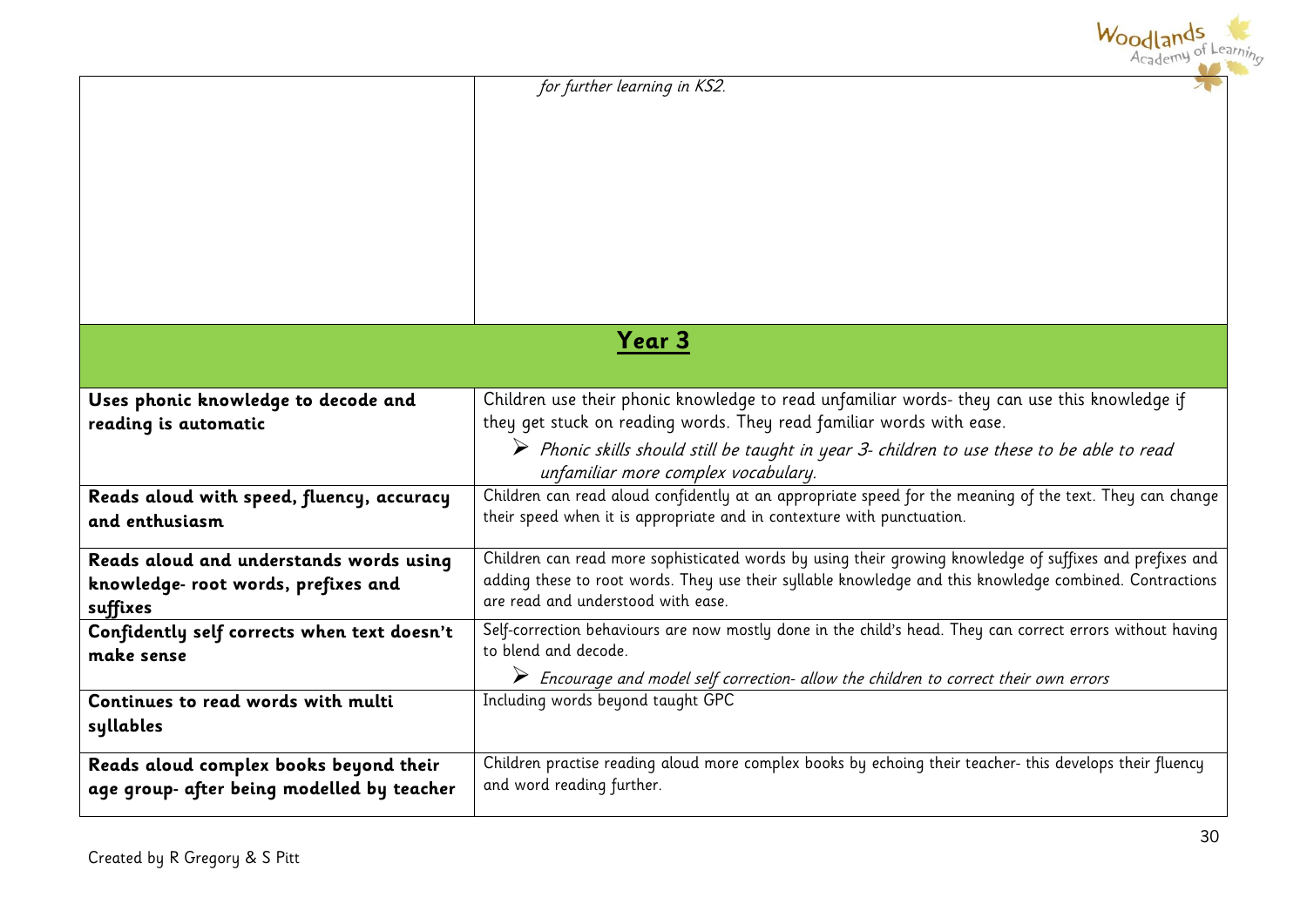| | |
|---|---|
| | *for further learning in KS2.* |
| **Year 3** | |
| **Uses phonic knowledge to decode and reading is automatic** | Children use their phonic knowledge to read unfamiliar words- they can use this knowledge if they get stuck on reading words. They read familiar words with ease. ➢ *Phonic skills should still be taught in year 3- children to use these to be able to read unfamiliar more complex vocabulary.* |
| **Reads aloud with speed, fluency, accuracy and enthusiasm** | Children can read aloud confidently at an appropriate speed for the meaning of the text. They can change their speed when it is appropriate and in contexture with punctuation. |
| **Reads aloud and understands words using knowledge- root words, prefixes and suffixes** | Children can read more sophisticated words by using their growing knowledge of suffixes and prefixes and adding these to root words. They use their syllable knowledge and this knowledge combined. Contractions are read and understood with ease. |
| **Confidently self corrects when text doesn't make sense** | Self-correction behaviours are now mostly done in the child's head. They can correct errors without having to blend and decode. ➢ *Encourage and model self correction- allow the children to correct their own errors* |
| **Continues to read words with multi syllables** | Including words beyond taught GPC |
| **Reads aloud complex books beyond their age group- after being modelled by teacher** | Children practise reading aloud more complex books by echoing their teacher- this develops their fluency and word reading further. |

Created by R Gregory & S Pitt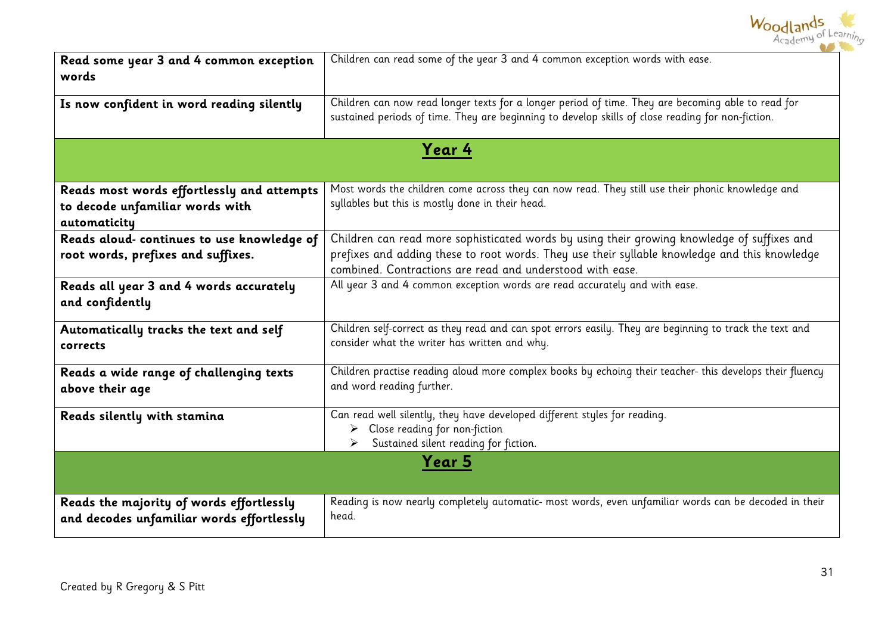| | |
|---|---|
| **Read some year 3 and 4 common exception words** | Children can read some of the year 3 and 4 common exception words with ease. |
| **Is now confident in word reading silently** | Children can now read longer texts for a longer period of time. They are becoming able to read for sustained periods of time. They are beginning to develop skills of close reading for non-fiction. |
| **Year 4** | |
| **Reads most words effortlessly and attempts to decode unfamiliar words with automaticity** | Most words the children come across they can now read. They still use their phonic knowledge and syllables but this is mostly done in their head. |
| **Reads aloud- continues to use knowledge of root words, prefixes and suffixes.** | Children can read more sophisticated words by using their growing knowledge of suffixes and prefixes and adding these to root words. They use their syllable knowledge and this knowledge combined. Contractions are read and understood with ease. |
| **Reads all year 3 and 4 words accurately and confidently** | All year 3 and 4 common exception words are read accurately and with ease. |
| **Automatically tracks the text and self corrects** | Children self-correct as they read and can spot errors easily. They are beginning to track the text and consider what the writer has written and why. |
| **Reads a wide range of challenging texts above their age** | Children practise reading aloud more complex books by echoing their teacher- this develops their fluency and word reading further. |
| **Reads silently with stamina** | Can read well silently, they have developed different styles for reading.<br>➢ Close reading for non-fiction<br>➢ Sustained silent reading for fiction. |
| **Year 5** | |
| **Reads the majority of words effortlessly and decodes unfamiliar words effortlessly** | Reading is now nearly completely automatic- most words, even unfamiliar words can be decoded in their head. |

Created by R Gregory & S Pitt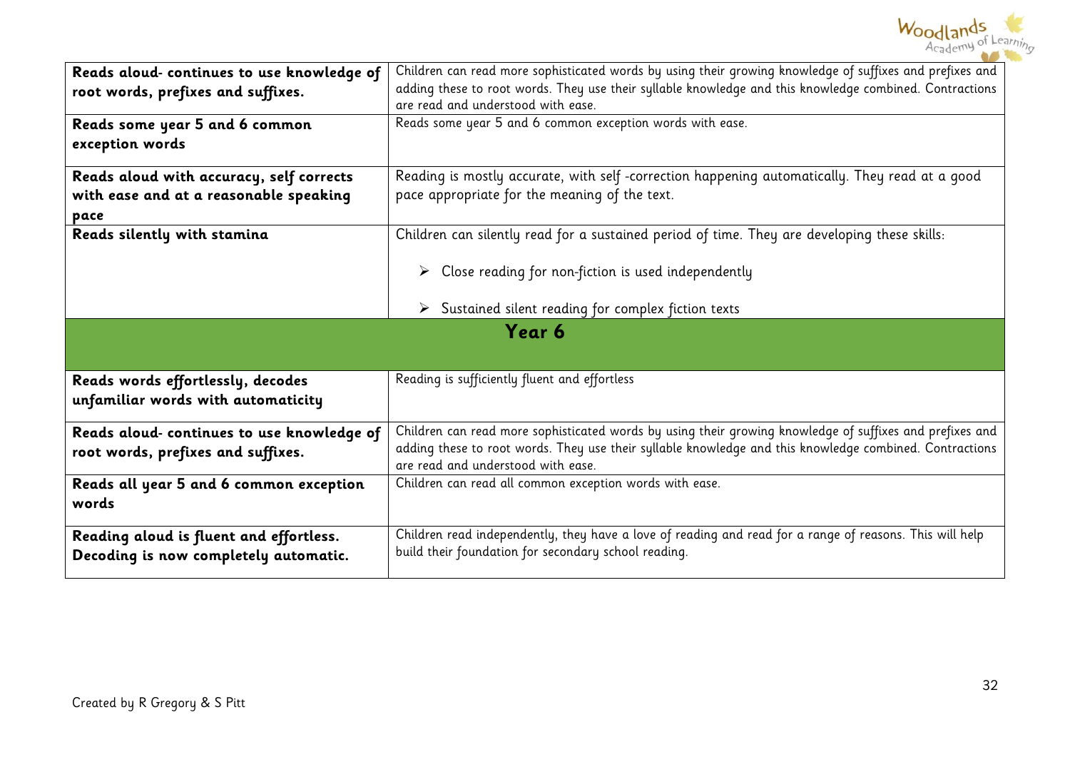| | |
|---|---|
| **Reads aloud- continues to use knowledge of root words, prefixes and suffixes.** | Children can read more sophisticated words by using their growing knowledge of suffixes and prefixes and adding these to root words. They use their syllable knowledge and this knowledge combined. Contractions are read and understood with ease. |
| **Reads some year 5 and 6 common exception words** | Reads some year 5 and 6 common exception words with ease. |
| **Reads aloud with accuracy, self corrects with ease and at a reasonable speaking pace** | Reading is mostly accurate, with self -correction happening automatically. They read at a good pace appropriate for the meaning of the text. |
| **Reads silently with stamina** | Children can silently read for a sustained period of time. They are developing these skills: <br> ➢ Close reading for non-fiction is used independently <br> ➢ Sustained silent reading for complex fiction texts |
| **Year 6** | |
| **Reads words effortlessly, decodes unfamiliar words with automaticity** | Reading is sufficiently fluent and effortless |
| **Reads aloud- continues to use knowledge of root words, prefixes and suffixes.** | Children can read more sophisticated words by using their growing knowledge of suffixes and prefixes and adding these to root words. They use their syllable knowledge and this knowledge combined. Contractions are read and understood with ease. |
| **Reads all year 5 and 6 common exception words** | Children can read all common exception words with ease. |
| **Reading aloud is fluent and effortless. Decoding is now completely automatic.** | Children read independently, they have a love of reading and read for a range of reasons. This will help build their foundation for secondary school reading. |

Created by R Gregory & S Pitt